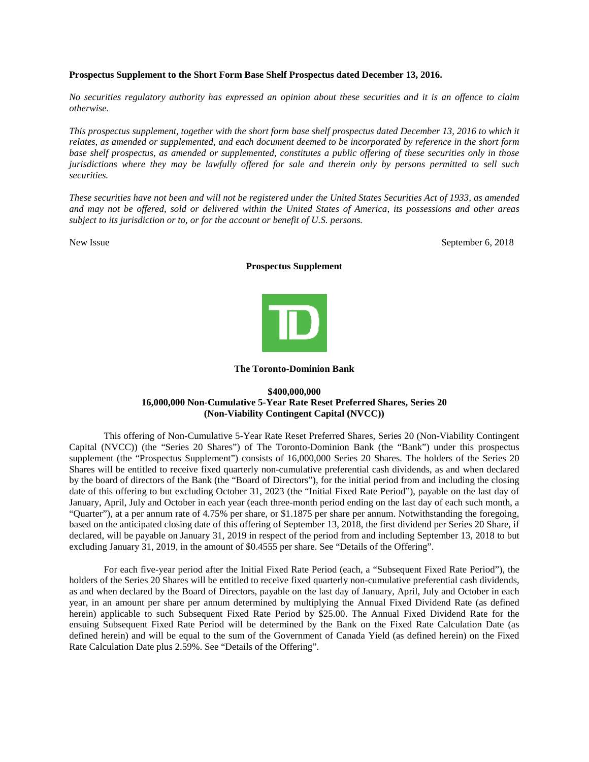**Prospectus Supplement to the Short Form Base Shelf Prospectus dated December 13, 2016.**

*No securities regulatory authority has expressed an opinion about these securities and it is an offence to claim otherwise.*

*This prospectus supplement, together with the short form base shelf prospectus dated December 13, 2016 to which it relates, as amended or supplemented, and each document deemed to be incorporated by reference in the short form base shelf prospectus, as amended or supplemented, constitutes a public offering of these securities only in those jurisdictions where they may be lawfully offered for sale and therein only by persons permitted to sell such securities.*

*These securities have not been and will not be registered under the United States Securities Act of 1933, as amended and may not be offered, sold or delivered within the United States of America, its possessions and other areas subject to its jurisdiction or to, or for the account or benefit of U.S. persons.*

New Issue September 6, 2018

**Prospectus Supplement**

**The Toronto-Dominion Bank**

**\$400,000,000**
**16,000,000 Non-Cumulative 5-Year Rate Reset Preferred Shares, Series 20**
**(Non-Viability Contingent Capital (NVCC))**

This offering of Non-Cumulative 5-Year Rate Reset Preferred Shares, Series 20 (Non-Viability Contingent Capital (NVCC)) (the "Series 20 Shares") of The Toronto-Dominion Bank (the "Bank") under this prospectus supplement (the "Prospectus Supplement") consists of 16,000,000 Series 20 Shares. The holders of the Series 20 Shares will be entitled to receive fixed quarterly non-cumulative preferential cash dividends, as and when declared by the board of directors of the Bank (the "Board of Directors"), for the initial period from and including the closing date of this offering to but excluding October 31, 2023 (the "Initial Fixed Rate Period"), payable on the last day of January, April, July and October in each year (each three-month period ending on the last day of each such month, a "Quarter"), at a per annum rate of 4.75% per share, or \$1.1875 per share per annum. Notwithstanding the foregoing, based on the anticipated closing date of this offering of September 13, 2018, the first dividend per Series 20 Share, if declared, will be payable on January 31, 2019 in respect of the period from and including September 13, 2018 to but excluding January 31, 2019, in the amount of \$0.4555 per share. See "Details of the Offering".

For each five-year period after the Initial Fixed Rate Period (each, a "Subsequent Fixed Rate Period"), the holders of the Series 20 Shares will be entitled to receive fixed quarterly non-cumulative preferential cash dividends, as and when declared by the Board of Directors, payable on the last day of January, April, July and October in each year, in an amount per share per annum determined by multiplying the Annual Fixed Dividend Rate (as defined herein) applicable to such Subsequent Fixed Rate Period by \$25.00. The Annual Fixed Dividend Rate for the ensuing Subsequent Fixed Rate Period will be determined by the Bank on the Fixed Rate Calculation Date (as defined herein) and will be equal to the sum of the Government of Canada Yield (as defined herein) on the Fixed Rate Calculation Date plus 2.59%. See "Details of the Offering".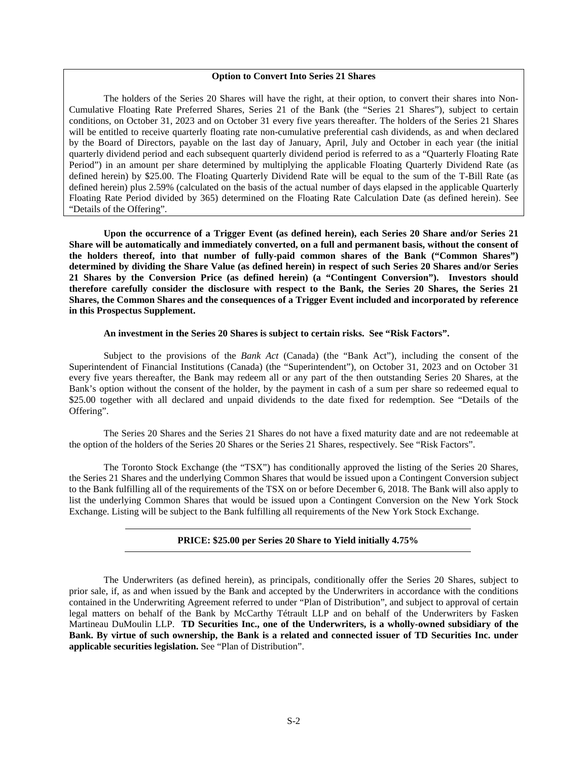**Option to Convert Into Series 21 Shares**

The holders of the Series 20 Shares will have the right, at their option, to convert their shares into Non-Cumulative Floating Rate Preferred Shares, Series 21 of the Bank (the "Series 21 Shares"), subject to certain conditions, on October 31, 2023 and on October 31 every five years thereafter. The holders of the Series 21 Shares will be entitled to receive quarterly floating rate non-cumulative preferential cash dividends, as and when declared by the Board of Directors, payable on the last day of January, April, July and October in each year (the initial quarterly dividend period and each subsequent quarterly dividend period is referred to as a "Quarterly Floating Rate Period") in an amount per share determined by multiplying the applicable Floating Quarterly Dividend Rate (as defined herein) by $25.00. The Floating Quarterly Dividend Rate will be equal to the sum of the T-Bill Rate (as defined herein) plus 2.59% (calculated on the basis of the actual number of days elapsed in the applicable Quarterly Floating Rate Period divided by 365) determined on the Floating Rate Calculation Date (as defined herein). See "Details of the Offering".

**Upon the occurrence of a Trigger Event (as defined herein), each Series 20 Share and/or Series 21 Share will be automatically and immediately converted, on a full and permanent basis, without the consent of the holders thereof, into that number of fully-paid common shares of the Bank ("Common Shares") determined by dividing the Share Value (as defined herein) in respect of such Series 20 Shares and/or Series 21 Shares by the Conversion Price (as defined herein) (a "Contingent Conversion"). Investors should therefore carefully consider the disclosure with respect to the Bank, the Series 20 Shares, the Series 21 Shares, the Common Shares and the consequences of a Trigger Event included and incorporated by reference in this Prospectus Supplement.**

**An investment in the Series 20 Shares is subject to certain risks. See "Risk Factors".**

Subject to the provisions of the *Bank Act* (Canada) (the "Bank Act"), including the consent of the Superintendent of Financial Institutions (Canada) (the "Superintendent"), on October 31, 2023 and on October 31 every five years thereafter, the Bank may redeem all or any part of the then outstanding Series 20 Shares, at the Bank's option without the consent of the holder, by the payment in cash of a sum per share so redeemed equal to $25.00 together with all declared and unpaid dividends to the date fixed for redemption. See "Details of the Offering".

The Series 20 Shares and the Series 21 Shares do not have a fixed maturity date and are not redeemable at the option of the holders of the Series 20 Shares or the Series 21 Shares, respectively. See "Risk Factors".

The Toronto Stock Exchange (the "TSX") has conditionally approved the listing of the Series 20 Shares, the Series 21 Shares and the underlying Common Shares that would be issued upon a Contingent Conversion subject to the Bank fulfilling all of the requirements of the TSX on or before December 6, 2018. The Bank will also apply to list the underlying Common Shares that would be issued upon a Contingent Conversion on the New York Stock Exchange. Listing will be subject to the Bank fulfilling all requirements of the New York Stock Exchange.

---

**PRICE: $25.00 per Series 20 Share to Yield initially 4.75%**

---

The Underwriters (as defined herein), as principals, conditionally offer the Series 20 Shares, subject to prior sale, if, as and when issued by the Bank and accepted by the Underwriters in accordance with the conditions contained in the Underwriting Agreement referred to under "Plan of Distribution", and subject to approval of certain legal matters on behalf of the Bank by McCarthy Tétrault LLP and on behalf of the Underwriters by Fasken Martineau DuMoulin LLP. **TD Securities Inc., one of the Underwriters, is a wholly-owned subsidiary of the Bank. By virtue of such ownership, the Bank is a related and connected issuer of TD Securities Inc. under applicable securities legislation.** See "Plan of Distribution".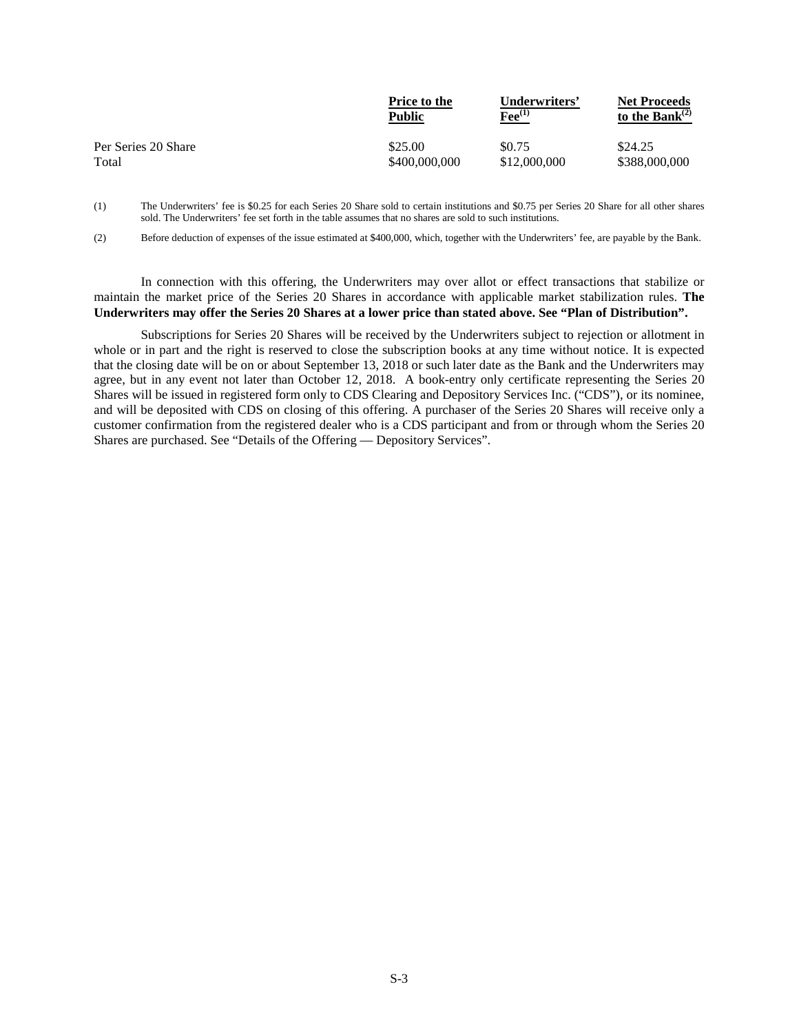| | Price to the Public | Underwriters' Fee[(1)] | Net Proceeds to the Bank[(2)] |
|---|---|---|---|
| Per Series 20 Share | $25.00 | $0.75 | $24.25 |
| Total | $400,000,000 | $12,000,000 | $388,000,000 |

(1) The Underwriters' fee is $0.25 for each Series 20 Share sold to certain institutions and $0.75 per Series 20 Share for all other shares sold. The Underwriters' fee set forth in the table assumes that no shares are sold to such institutions.

(2) Before deduction of expenses of the issue estimated at $400,000, which, together with the Underwriters' fee, are payable by the Bank.

In connection with this offering, the Underwriters may over allot or effect transactions that stabilize or maintain the market price of the Series 20 Shares in accordance with applicable market stabilization rules. **The Underwriters may offer the Series 20 Shares at a lower price than stated above. See "Plan of Distribution".**

Subscriptions for Series 20 Shares will be received by the Underwriters subject to rejection or allotment in whole or in part and the right is reserved to close the subscription books at any time without notice. It is expected that the closing date will be on or about September 13, 2018 or such later date as the Bank and the Underwriters may agree, but in any event not later than October 12, 2018. A book-entry only certificate representing the Series 20 Shares will be issued in registered form only to CDS Clearing and Depository Services Inc. ("CDS"), or its nominee, and will be deposited with CDS on closing of this offering. A purchaser of the Series 20 Shares will receive only a customer confirmation from the registered dealer who is a CDS participant and from or through whom the Series 20 Shares are purchased. See "Details of the Offering — Depository Services".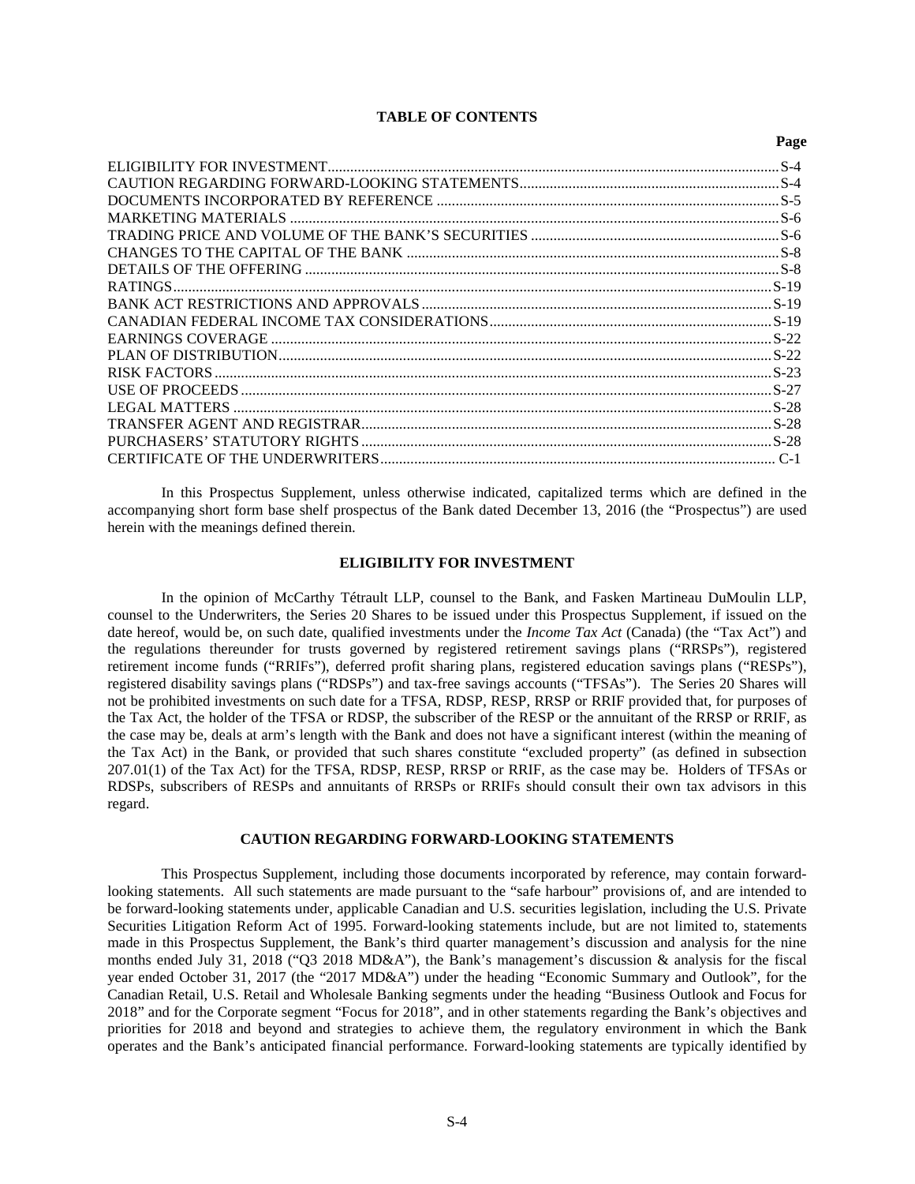**TABLE OF CONTENTS**

| | Page |
|---|---|
| ELIGIBILITY FOR INVESTMENT | S-4 |
| CAUTION REGARDING FORWARD-LOOKING STATEMENTS | S-4 |
| DOCUMENTS INCORPORATED BY REFERENCE | S-5 |
| MARKETING MATERIALS | S-6 |
| TRADING PRICE AND VOLUME OF THE BANK'S SECURITIES | S-6 |
| CHANGES TO THE CAPITAL OF THE BANK | S-8 |
| DETAILS OF THE OFFERING | S-8 |
| RATINGS | S-19 |
| BANK ACT RESTRICTIONS AND APPROVALS | S-19 |
| CANADIAN FEDERAL INCOME TAX CONSIDERATIONS | S-19 |
| EARNINGS COVERAGE | S-22 |
| PLAN OF DISTRIBUTION | S-22 |
| RISK FACTORS | S-23 |
| USE OF PROCEEDS | S-27 |
| LEGAL MATTERS | S-28 |
| TRANSFER AGENT AND REGISTRAR | S-28 |
| PURCHASERS' STATUTORY RIGHTS | S-28 |
| CERTIFICATE OF THE UNDERWRITERS | C-1 |

In this Prospectus Supplement, unless otherwise indicated, capitalized terms which are defined in the accompanying short form base shelf prospectus of the Bank dated December 13, 2016 (the "Prospectus") are used herein with the meanings defined therein.

## ELIGIBILITY FOR INVESTMENT

In the opinion of McCarthy Tétrault LLP, counsel to the Bank, and Fasken Martineau DuMoulin LLP, counsel to the Underwriters, the Series 20 Shares to be issued under this Prospectus Supplement, if issued on the date hereof, would be, on such date, qualified investments under the *Income Tax Act* (Canada) (the "Tax Act") and the regulations thereunder for trusts governed by registered retirement savings plans ("RRSPs"), registered retirement income funds ("RRIFs"), deferred profit sharing plans, registered education savings plans ("RESPs"), registered disability savings plans ("RDSPs") and tax-free savings accounts ("TFSAs"). The Series 20 Shares will not be prohibited investments on such date for a TFSA, RDSP, RESP, RRSP or RRIF provided that, for purposes of the Tax Act, the holder of the TFSA or RDSP, the subscriber of the RESP or the annuitant of the RRSP or RRIF, as the case may be, deals at arm's length with the Bank and does not have a significant interest (within the meaning of the Tax Act) in the Bank, or provided that such shares constitute "excluded property" (as defined in subsection 207.01(1) of the Tax Act) for the TFSA, RDSP, RESP, RRSP or RRIF, as the case may be. Holders of TFSAs or RDSPs, subscribers of RESPs and annuitants of RRSPs or RRIFs should consult their own tax advisors in this regard.

## CAUTION REGARDING FORWARD-LOOKING STATEMENTS

This Prospectus Supplement, including those documents incorporated by reference, may contain forward-looking statements. All such statements are made pursuant to the "safe harbour" provisions of, and are intended to be forward-looking statements under, applicable Canadian and U.S. securities legislation, including the U.S. Private Securities Litigation Reform Act of 1995. Forward-looking statements include, but are not limited to, statements made in this Prospectus Supplement, the Bank's third quarter management's discussion and analysis for the nine months ended July 31, 2018 ("Q3 2018 MD&A"), the Bank's management's discussion & analysis for the fiscal year ended October 31, 2017 (the "2017 MD&A") under the heading "Economic Summary and Outlook", for the Canadian Retail, U.S. Retail and Wholesale Banking segments under the heading "Business Outlook and Focus for 2018" and for the Corporate segment "Focus for 2018", and in other statements regarding the Bank's objectives and priorities for 2018 and beyond and strategies to achieve them, the regulatory environment in which the Bank operates and the Bank's anticipated financial performance. Forward-looking statements are typically identified by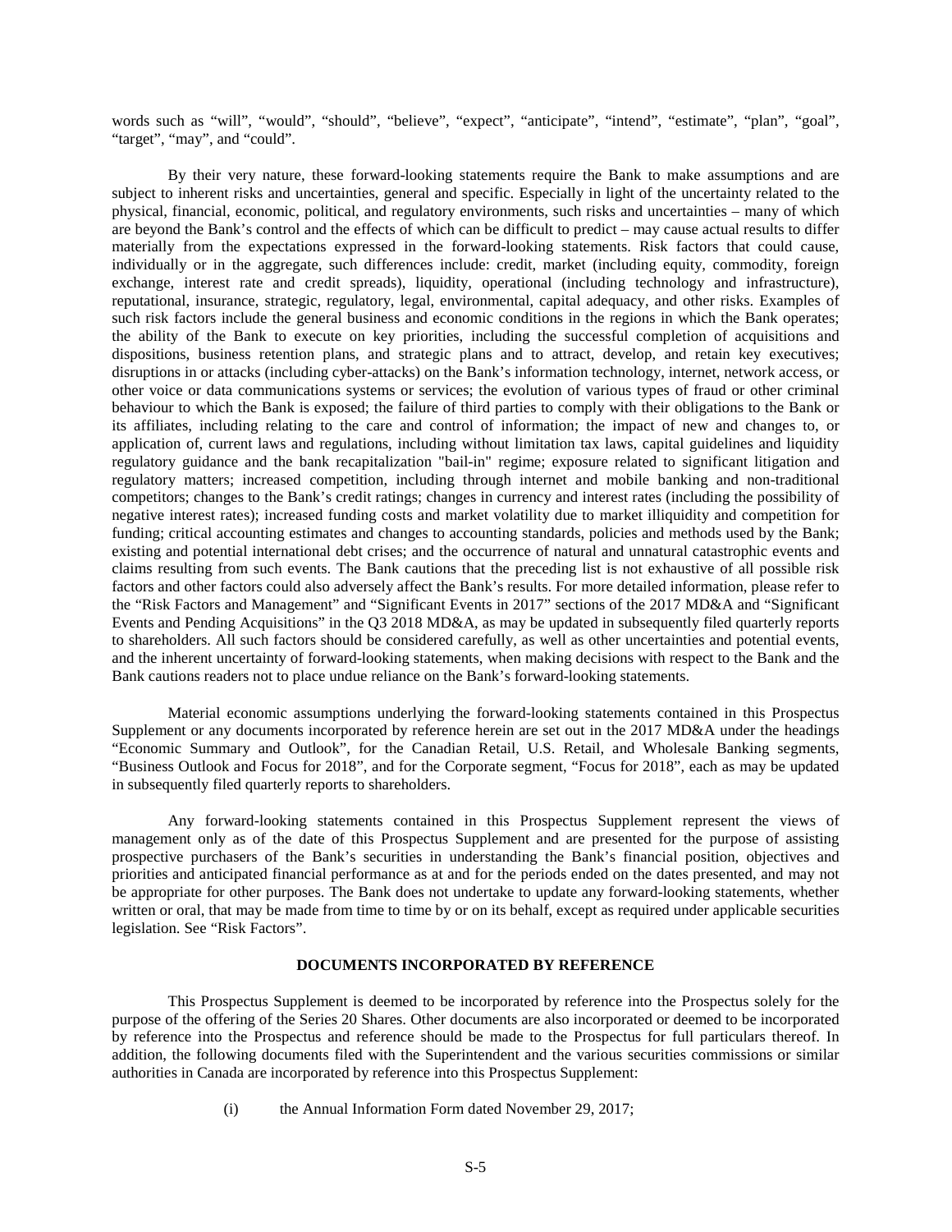words such as "will", "would", "should", "believe", "expect", "anticipate", "intend", "estimate", "plan", "goal", "target", "may", and "could".

By their very nature, these forward-looking statements require the Bank to make assumptions and are subject to inherent risks and uncertainties, general and specific. Especially in light of the uncertainty related to the physical, financial, economic, political, and regulatory environments, such risks and uncertainties – many of which are beyond the Bank's control and the effects of which can be difficult to predict – may cause actual results to differ materially from the expectations expressed in the forward-looking statements. Risk factors that could cause, individually or in the aggregate, such differences include: credit, market (including equity, commodity, foreign exchange, interest rate and credit spreads), liquidity, operational (including technology and infrastructure), reputational, insurance, strategic, regulatory, legal, environmental, capital adequacy, and other risks. Examples of such risk factors include the general business and economic conditions in the regions in which the Bank operates; the ability of the Bank to execute on key priorities, including the successful completion of acquisitions and dispositions, business retention plans, and strategic plans and to attract, develop, and retain key executives; disruptions in or attacks (including cyber-attacks) on the Bank's information technology, internet, network access, or other voice or data communications systems or services; the evolution of various types of fraud or other criminal behaviour to which the Bank is exposed; the failure of third parties to comply with their obligations to the Bank or its affiliates, including relating to the care and control of information; the impact of new and changes to, or application of, current laws and regulations, including without limitation tax laws, capital guidelines and liquidity regulatory guidance and the bank recapitalization "bail-in" regime; exposure related to significant litigation and regulatory matters; increased competition, including through internet and mobile banking and non-traditional competitors; changes to the Bank's credit ratings; changes in currency and interest rates (including the possibility of negative interest rates); increased funding costs and market volatility due to market illiquidity and competition for funding; critical accounting estimates and changes to accounting standards, policies and methods used by the Bank; existing and potential international debt crises; and the occurrence of natural and unnatural catastrophic events and claims resulting from such events. The Bank cautions that the preceding list is not exhaustive of all possible risk factors and other factors could also adversely affect the Bank's results. For more detailed information, please refer to the "Risk Factors and Management" and "Significant Events in 2017" sections of the 2017 MD&A and "Significant Events and Pending Acquisitions" in the Q3 2018 MD&A, as may be updated in subsequently filed quarterly reports to shareholders. All such factors should be considered carefully, as well as other uncertainties and potential events, and the inherent uncertainty of forward-looking statements, when making decisions with respect to the Bank and the Bank cautions readers not to place undue reliance on the Bank's forward-looking statements.

Material economic assumptions underlying the forward-looking statements contained in this Prospectus Supplement or any documents incorporated by reference herein are set out in the 2017 MD&A under the headings "Economic Summary and Outlook", for the Canadian Retail, U.S. Retail, and Wholesale Banking segments, "Business Outlook and Focus for 2018", and for the Corporate segment, "Focus for 2018", each as may be updated in subsequently filed quarterly reports to shareholders.

Any forward-looking statements contained in this Prospectus Supplement represent the views of management only as of the date of this Prospectus Supplement and are presented for the purpose of assisting prospective purchasers of the Bank's securities in understanding the Bank's financial position, objectives and priorities and anticipated financial performance as at and for the periods ended on the dates presented, and may not be appropriate for other purposes. The Bank does not undertake to update any forward-looking statements, whether written or oral, that may be made from time to time by or on its behalf, except as required under applicable securities legislation. See "Risk Factors".

## DOCUMENTS INCORPORATED BY REFERENCE

This Prospectus Supplement is deemed to be incorporated by reference into the Prospectus solely for the purpose of the offering of the Series 20 Shares. Other documents are also incorporated or deemed to be incorporated by reference into the Prospectus and reference should be made to the Prospectus for full particulars thereof. In addition, the following documents filed with the Superintendent and the various securities commissions or similar authorities in Canada are incorporated by reference into this Prospectus Supplement:

(i) the Annual Information Form dated November 29, 2017;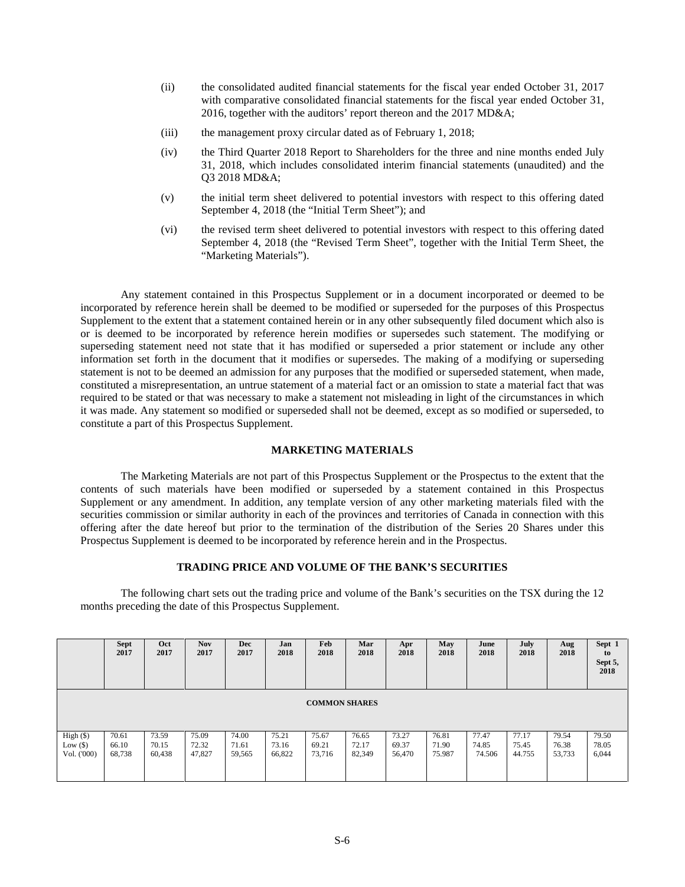(ii) the consolidated audited financial statements for the fiscal year ended October 31, 2017 with comparative consolidated financial statements for the fiscal year ended October 31, 2016, together with the auditors' report thereon and the 2017 MD&A;

(iii) the management proxy circular dated as of February 1, 2018;

(iv) the Third Quarter 2018 Report to Shareholders for the three and nine months ended July 31, 2018, which includes consolidated interim financial statements (unaudited) and the Q3 2018 MD&A;

(v) the initial term sheet delivered to potential investors with respect to this offering dated September 4, 2018 (the "Initial Term Sheet"); and

(vi) the revised term sheet delivered to potential investors with respect to this offering dated September 4, 2018 (the "Revised Term Sheet", together with the Initial Term Sheet, the "Marketing Materials").

Any statement contained in this Prospectus Supplement or in a document incorporated or deemed to be incorporated by reference herein shall be deemed to be modified or superseded for the purposes of this Prospectus Supplement to the extent that a statement contained herein or in any other subsequently filed document which also is or is deemed to be incorporated by reference herein modifies or supersedes such statement. The modifying or superseding statement need not state that it has modified or superseded a prior statement or include any other information set forth in the document that it modifies or supersedes. The making of a modifying or superseding statement is not to be deemed an admission for any purposes that the modified or superseded statement, when made, constituted a misrepresentation, an untrue statement of a material fact or an omission to state a material fact that was required to be stated or that was necessary to make a statement not misleading in light of the circumstances in which it was made. Any statement so modified or superseded shall not be deemed, except as so modified or superseded, to constitute a part of this Prospectus Supplement.

## MARKETING MATERIALS

The Marketing Materials are not part of this Prospectus Supplement or the Prospectus to the extent that the contents of such materials have been modified or superseded by a statement contained in this Prospectus Supplement or any amendment. In addition, any template version of any other marketing materials filed with the securities commission or similar authority in each of the provinces and territories of Canada in connection with this offering after the date hereof but prior to the termination of the distribution of the Series 20 Shares under this Prospectus Supplement is deemed to be incorporated by reference herein and in the Prospectus.

## TRADING PRICE AND VOLUME OF THE BANK'S SECURITIES

The following chart sets out the trading price and volume of the Bank's securities on the TSX during the 12 months preceding the date of this Prospectus Supplement.

| | Sept 2017 | Oct 2017 | Nov 2017 | Dec 2017 | Jan 2018 | Feb 2018 | Mar 2018 | Apr 2018 | May 2018 | June 2018 | July 2018 | Aug 2018 | Sept 1 to Sept 5, 2018 |
|---|---|---|---|---|---|---|---|---|---|---|---|---|---|
| **COMMON SHARES** | | | | | | | | | | | | | |
| High ($) | 70.61 | 73.59 | 75.09 | 74.00 | 75.21 | 75.67 | 76.65 | 73.27 | 76.81 | 77.47 | 77.17 | 79.54 | 79.50 |
| Low ($) | 66.10 | 70.15 | 72.32 | 71.61 | 73.16 | 69.21 | 72.17 | 69.37 | 71.90 | 74.85 | 75.45 | 76.38 | 78.05 |
| Vol. ('000) | 68,738 | 60,438 | 47,827 | 59,565 | 66,822 | 73,716 | 82,349 | 56,470 | 75.987 | 74.506 | 44.755 | 53,733 | 6,044 |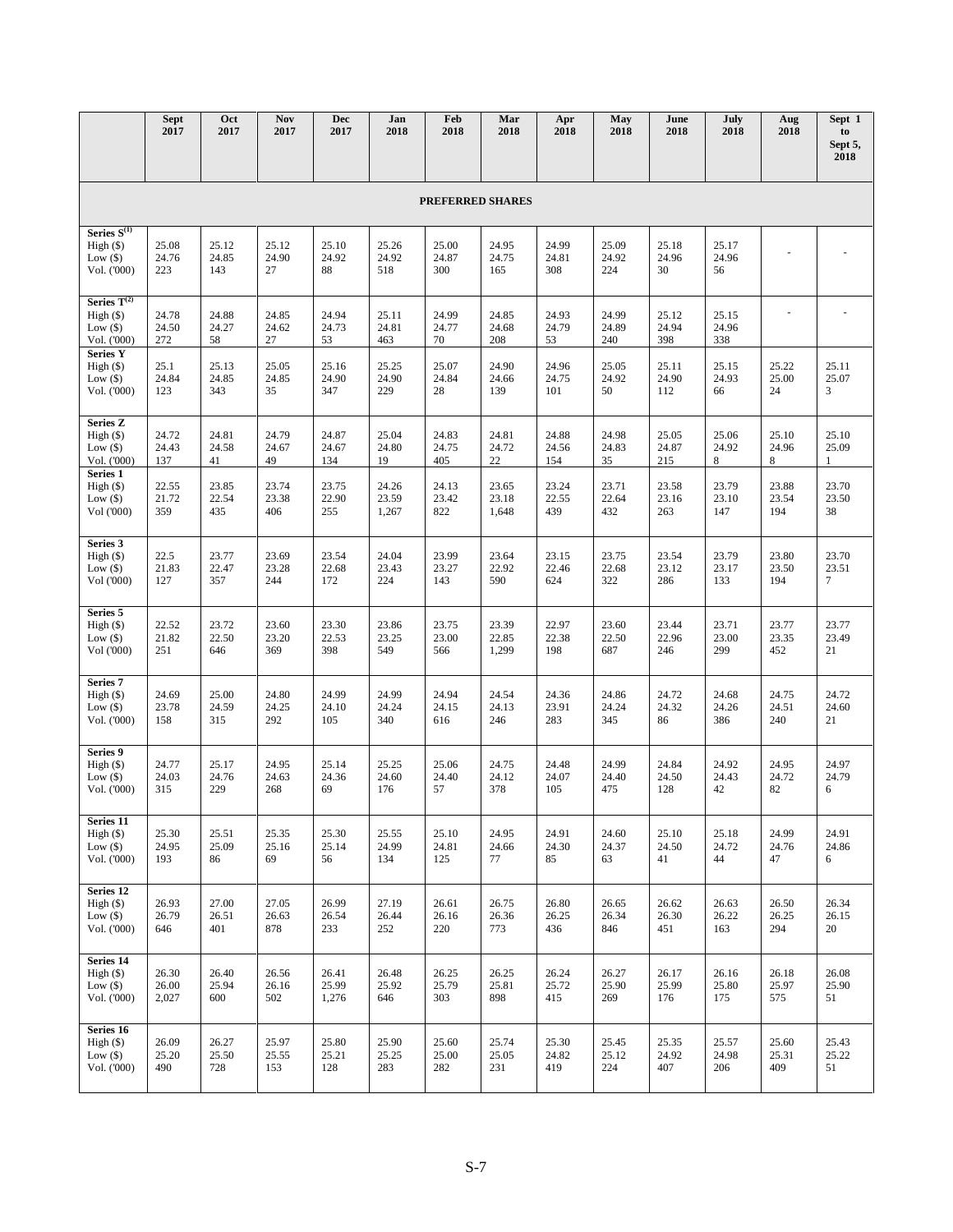| | Sept 2017 | Oct 2017 | Nov 2017 | Dec 2017 | Jan 2018 | Feb 2018 | Mar 2018 | Apr 2018 | May 2018 | June 2018 | July 2018 | Aug 2018 | Sept 1 to Sept 5, 2018 |
|---|---|---|---|---|---|---|---|---|---|---|---|---|---|
| **PREFERRED SHARES** | | | | | | | | | | | | | |
| **Series S[(1)]** | | | | | | | | | | | | | |
| High ($) | 25.08 | 25.12 | 25.12 | 25.10 | 25.26 | 25.00 | 24.95 | 24.99 | 25.09 | 25.18 | 25.17 | - | - |
| Low ($) | 24.76 | 24.85 | 24.90 | 24.92 | 24.92 | 24.87 | 24.75 | 24.81 | 24.92 | 24.96 | 24.96 | | |
| Vol. ('000) | 223 | 143 | 27 | 88 | 518 | 300 | 165 | 308 | 224 | 30 | 56 | | |
| **Series T[(2)]** | | | | | | | | | | | | | |
| High ($) | 24.78 | 24.88 | 24.85 | 24.94 | 25.11 | 24.99 | 24.85 | 24.93 | 24.99 | 25.12 | 25.15 | - | - |
| Low ($) | 24.50 | 24.27 | 24.62 | 24.73 | 24.81 | 24.77 | 24.68 | 24.79 | 24.89 | 24.94 | 24.96 | | |
| Vol. ('000) | 272 | 58 | 27 | 53 | 463 | 70 | 208 | 53 | 240 | 398 | 338 | | |
| **Series Y** | | | | | | | | | | | | | |
| High ($) | 25.1 | 25.13 | 25.05 | 25.16 | 25.25 | 25.07 | 24.90 | 24.96 | 25.05 | 25.11 | 25.15 | 25.22 | 25.11 |
| Low ($) | 24.84 | 24.85 | 24.85 | 24.90 | 24.90 | 24.84 | 24.66 | 24.75 | 24.92 | 24.90 | 24.93 | 25.00 | 25.07 |
| Vol. ('000) | 123 | 343 | 35 | 347 | 229 | 28 | 139 | 101 | 50 | 112 | 66 | 24 | 3 |
| **Series Z** | | | | | | | | | | | | | |
| High ($) | 24.72 | 24.81 | 24.79 | 24.87 | 25.04 | 24.83 | 24.81 | 24.88 | 24.98 | 25.05 | 25.06 | 25.10 | 25.10 |
| Low ($) | 24.43 | 24.58 | 24.67 | 24.67 | 24.80 | 24.75 | 24.72 | 24.56 | 24.83 | 24.87 | 24.92 | 24.96 | 25.09 |
| Vol. ('000) | 137 | 41 | 49 | 134 | 19 | 405 | 22 | 154 | 35 | 215 | 8 | 8 | 1 |
| **Series 1** | | | | | | | | | | | | | |
| High ($) | 22.55 | 23.85 | 23.74 | 23.75 | 24.26 | 24.13 | 23.65 | 23.24 | 23.71 | 23.58 | 23.79 | 23.88 | 23.70 |
| Low ($) | 21.72 | 22.54 | 23.38 | 22.90 | 23.59 | 23.42 | 23.18 | 22.55 | 22.64 | 23.16 | 23.10 | 23.54 | 23.50 |
| Vol ('000) | 359 | 435 | 406 | 255 | 1,267 | 822 | 1,648 | 439 | 432 | 263 | 147 | 194 | 38 |
| **Series 3** | | | | | | | | | | | | | |
| High ($) | 22.5 | 23.77 | 23.69 | 23.54 | 24.04 | 23.99 | 23.64 | 23.15 | 23.75 | 23.54 | 23.79 | 23.80 | 23.70 |
| Low ($) | 21.83 | 22.47 | 23.28 | 22.68 | 23.43 | 23.27 | 22.92 | 22.46 | 22.68 | 23.12 | 23.17 | 23.50 | 23.51 |
| Vol ('000) | 127 | 357 | 244 | 172 | 224 | 143 | 590 | 624 | 322 | 286 | 133 | 194 | 7 |
| **Series 5** | | | | | | | | | | | | | |
| High ($) | 22.52 | 23.72 | 23.60 | 23.30 | 23.86 | 23.75 | 23.39 | 22.97 | 23.60 | 23.44 | 23.71 | 23.77 | 23.77 |
| Low ($) | 21.82 | 22.50 | 23.20 | 22.53 | 23.25 | 23.00 | 22.85 | 22.38 | 22.50 | 22.96 | 23.00 | 23.35 | 23.49 |
| Vol ('000) | 251 | 646 | 369 | 398 | 549 | 566 | 1,299 | 198 | 687 | 246 | 299 | 452 | 21 |
| **Series 7** | | | | | | | | | | | | | |
| High ($) | 24.69 | 25.00 | 24.80 | 24.99 | 24.99 | 24.94 | 24.54 | 24.36 | 24.86 | 24.72 | 24.68 | 24.75 | 24.72 |
| Low ($) | 23.78 | 24.59 | 24.25 | 24.10 | 24.24 | 24.15 | 24.13 | 23.91 | 24.24 | 24.32 | 24.26 | 24.51 | 24.60 |
| Vol. ('000) | 158 | 315 | 292 | 105 | 340 | 616 | 246 | 283 | 345 | 86 | 386 | 240 | 21 |
| **Series 9** | | | | | | | | | | | | | |
| High ($) | 24.77 | 25.17 | 24.95 | 25.14 | 25.25 | 25.06 | 24.75 | 24.48 | 24.99 | 24.84 | 24.92 | 24.95 | 24.97 |
| Low ($) | 24.03 | 24.76 | 24.63 | 24.36 | 24.60 | 24.40 | 24.12 | 24.07 | 24.40 | 24.50 | 24.43 | 24.72 | 24.79 |
| Vol. ('000) | 315 | 229 | 268 | 69 | 176 | 57 | 378 | 105 | 475 | 128 | 42 | 82 | 6 |
| **Series 11** | | | | | | | | | | | | | |
| High ($) | 25.30 | 25.51 | 25.35 | 25.30 | 25.55 | 25.10 | 24.95 | 24.91 | 24.60 | 25.10 | 25.18 | 24.99 | 24.91 |
| Low ($) | 24.95 | 25.09 | 25.16 | 25.14 | 24.99 | 24.81 | 24.66 | 24.30 | 24.37 | 24.50 | 24.72 | 24.76 | 24.86 |
| Vol. ('000) | 193 | 86 | 69 | 56 | 134 | 125 | 77 | 85 | 63 | 41 | 44 | 47 | 6 |
| **Series 12** | | | | | | | | | | | | | |
| High ($) | 26.93 | 27.00 | 27.05 | 26.99 | 27.19 | 26.61 | 26.75 | 26.80 | 26.65 | 26.62 | 26.63 | 26.50 | 26.34 |
| Low ($) | 26.79 | 26.51 | 26.63 | 26.54 | 26.44 | 26.16 | 26.36 | 26.25 | 26.34 | 26.30 | 26.22 | 26.25 | 26.15 |
| Vol. ('000) | 646 | 401 | 878 | 233 | 252 | 220 | 773 | 436 | 846 | 451 | 163 | 294 | 20 |
| **Series 14** | | | | | | | | | | | | | |
| High ($) | 26.30 | 26.40 | 26.56 | 26.41 | 26.48 | 26.25 | 26.25 | 26.24 | 26.27 | 26.17 | 26.16 | 26.18 | 26.08 |
| Low ($) | 26.00 | 25.94 | 26.16 | 25.99 | 25.92 | 25.79 | 25.81 | 25.72 | 25.90 | 25.99 | 25.80 | 25.97 | 25.90 |
| Vol. ('000) | 2,027 | 600 | 502 | 1,276 | 646 | 303 | 898 | 415 | 269 | 176 | 175 | 575 | 51 |
| **Series 16** | | | | | | | | | | | | | |
| High ($) | 26.09 | 26.27 | 25.97 | 25.80 | 25.90 | 25.60 | 25.74 | 25.30 | 25.45 | 25.35 | 25.57 | 25.60 | 25.43 |
| Low ($) | 25.20 | 25.50 | 25.55 | 25.21 | 25.25 | 25.00 | 25.05 | 24.82 | 25.12 | 24.92 | 24.98 | 25.31 | 25.22 |
| Vol. ('000) | 490 | 728 | 153 | 128 | 283 | 282 | 231 | 419 | 224 | 407 | 206 | 409 | 51 |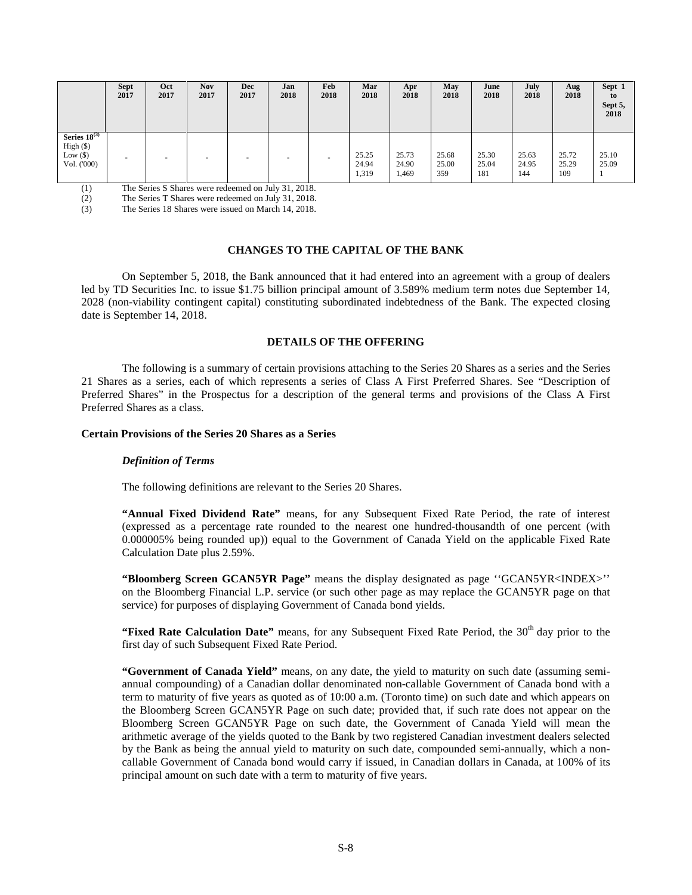| | Sept 2017 | Oct 2017 | Nov 2017 | Dec 2017 | Jan 2018 | Feb 2018 | Mar 2018 | Apr 2018 | May 2018 | June 2018 | July 2018 | Aug 2018 | Sept 1 to Sept 5, 2018 |
|---|---|---|---|---|---|---|---|---|---|---|---|---|---|
| **Series 18**[(3)] | | | | | | | | | | | | | |
| High ($) | - | - | - | - | - | - | 25.25 | 25.73 | 25.68 | 25.30 | 25.63 | 25.72 | 25.10 |
| Low ($) | | | | | | | 24.94 | 24.90 | 25.00 | 25.04 | 24.95 | 25.29 | 25.09 |
| Vol. ('000) | | | | | | | 1,319 | 1,469 | 359 | 181 | 144 | 109 | 1 |

(1) The Series S Shares were redeemed on July 31, 2018.
(2) The Series T Shares were redeemed on July 31, 2018.
(3) The Series 18 Shares were issued on March 14, 2018.

## CHANGES TO THE CAPITAL OF THE BANK

On September 5, 2018, the Bank announced that it had entered into an agreement with a group of dealers led by TD Securities Inc. to issue $1.75 billion principal amount of 3.589% medium term notes due September 14, 2028 (non-viability contingent capital) constituting subordinated indebtedness of the Bank. The expected closing date is September 14, 2018.

## DETAILS OF THE OFFERING

The following is a summary of certain provisions attaching to the Series 20 Shares as a series and the Series 21 Shares as a series, each of which represents a series of Class A First Preferred Shares. See "Description of Preferred Shares" in the Prospectus for a description of the general terms and provisions of the Class A First Preferred Shares as a class.

### Certain Provisions of the Series 20 Shares as a Series

#### *Definition of Terms*

The following definitions are relevant to the Series 20 Shares.

**"Annual Fixed Dividend Rate"** means, for any Subsequent Fixed Rate Period, the rate of interest (expressed as a percentage rate rounded to the nearest one hundred-thousandth of one percent (with 0.000005% being rounded up)) equal to the Government of Canada Yield on the applicable Fixed Rate Calculation Date plus 2.59%.

**"Bloomberg Screen GCAN5YR Page"** means the display designated as page ''GCAN5YR<INDEX>'' on the Bloomberg Financial L.P. service (or such other page as may replace the GCAN5YR page on that service) for purposes of displaying Government of Canada bond yields.

**"Fixed Rate Calculation Date"** means, for any Subsequent Fixed Rate Period, the 30th day prior to the first day of such Subsequent Fixed Rate Period.

**"Government of Canada Yield"** means, on any date, the yield to maturity on such date (assuming semi-annual compounding) of a Canadian dollar denominated non-callable Government of Canada bond with a term to maturity of five years as quoted as of 10:00 a.m. (Toronto time) on such date and which appears on the Bloomberg Screen GCAN5YR Page on such date; provided that, if such rate does not appear on the Bloomberg Screen GCAN5YR Page on such date, the Government of Canada Yield will mean the arithmetic average of the yields quoted to the Bank by two registered Canadian investment dealers selected by the Bank as being the annual yield to maturity on such date, compounded semi-annually, which a non-callable Government of Canada bond would carry if issued, in Canadian dollars in Canada, at 100% of its principal amount on such date with a term to maturity of five years.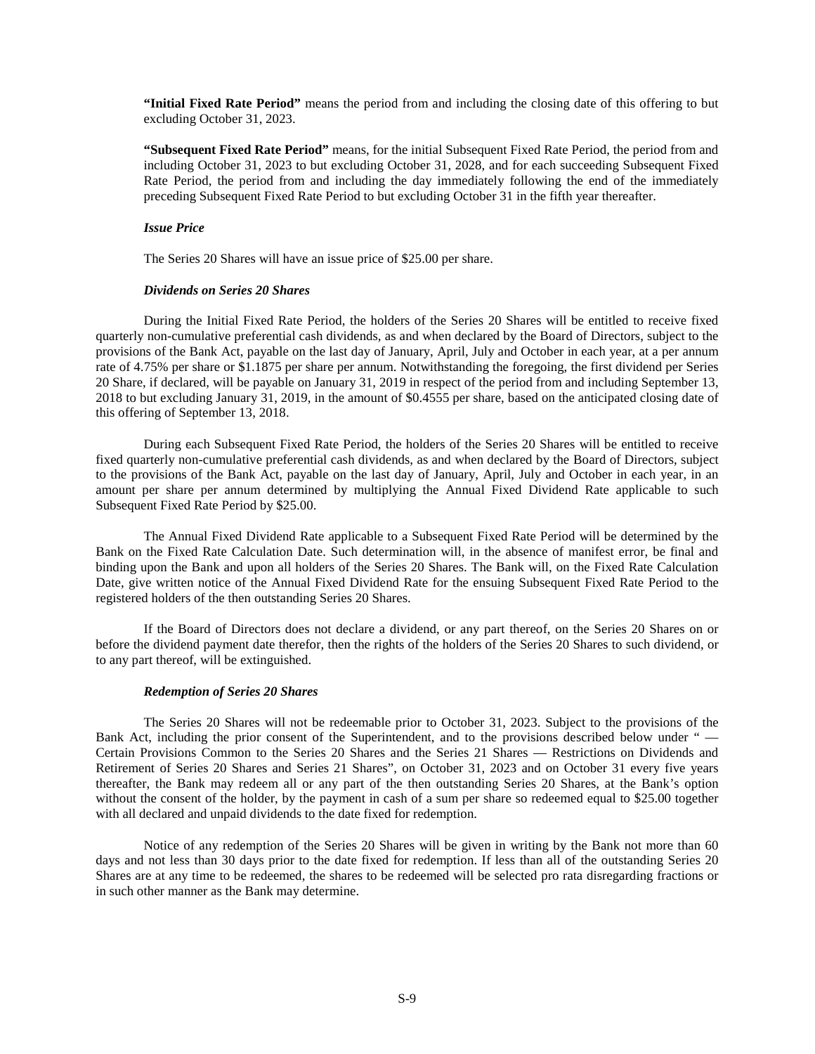**"Initial Fixed Rate Period"** means the period from and including the closing date of this offering to but excluding October 31, 2023.

**"Subsequent Fixed Rate Period"** means, for the initial Subsequent Fixed Rate Period, the period from and including October 31, 2023 to but excluding October 31, 2028, and for each succeeding Subsequent Fixed Rate Period, the period from and including the day immediately following the end of the immediately preceding Subsequent Fixed Rate Period to but excluding October 31 in the fifth year thereafter.

***Issue Price***

The Series 20 Shares will have an issue price of $25.00 per share.

***Dividends on Series 20 Shares***

During the Initial Fixed Rate Period, the holders of the Series 20 Shares will be entitled to receive fixed quarterly non-cumulative preferential cash dividends, as and when declared by the Board of Directors, subject to the provisions of the Bank Act, payable on the last day of January, April, July and October in each year, at a per annum rate of 4.75% per share or $1.1875 per share per annum. Notwithstanding the foregoing, the first dividend per Series 20 Share, if declared, will be payable on January 31, 2019 in respect of the period from and including September 13, 2018 to but excluding January 31, 2019, in the amount of $0.4555 per share, based on the anticipated closing date of this offering of September 13, 2018.

During each Subsequent Fixed Rate Period, the holders of the Series 20 Shares will be entitled to receive fixed quarterly non-cumulative preferential cash dividends, as and when declared by the Board of Directors, subject to the provisions of the Bank Act, payable on the last day of January, April, July and October in each year, in an amount per share per annum determined by multiplying the Annual Fixed Dividend Rate applicable to such Subsequent Fixed Rate Period by $25.00.

The Annual Fixed Dividend Rate applicable to a Subsequent Fixed Rate Period will be determined by the Bank on the Fixed Rate Calculation Date. Such determination will, in the absence of manifest error, be final and binding upon the Bank and upon all holders of the Series 20 Shares. The Bank will, on the Fixed Rate Calculation Date, give written notice of the Annual Fixed Dividend Rate for the ensuing Subsequent Fixed Rate Period to the registered holders of the then outstanding Series 20 Shares.

If the Board of Directors does not declare a dividend, or any part thereof, on the Series 20 Shares on or before the dividend payment date therefor, then the rights of the holders of the Series 20 Shares to such dividend, or to any part thereof, will be extinguished.

***Redemption of Series 20 Shares***

The Series 20 Shares will not be redeemable prior to October 31, 2023. Subject to the provisions of the Bank Act, including the prior consent of the Superintendent, and to the provisions described below under " — Certain Provisions Common to the Series 20 Shares and the Series 21 Shares — Restrictions on Dividends and Retirement of Series 20 Shares and Series 21 Shares", on October 31, 2023 and on October 31 every five years thereafter, the Bank may redeem all or any part of the then outstanding Series 20 Shares, at the Bank's option without the consent of the holder, by the payment in cash of a sum per share so redeemed equal to $25.00 together with all declared and unpaid dividends to the date fixed for redemption.

Notice of any redemption of the Series 20 Shares will be given in writing by the Bank not more than 60 days and not less than 30 days prior to the date fixed for redemption. If less than all of the outstanding Series 20 Shares are at any time to be redeemed, the shares to be redeemed will be selected pro rata disregarding fractions or in such other manner as the Bank may determine.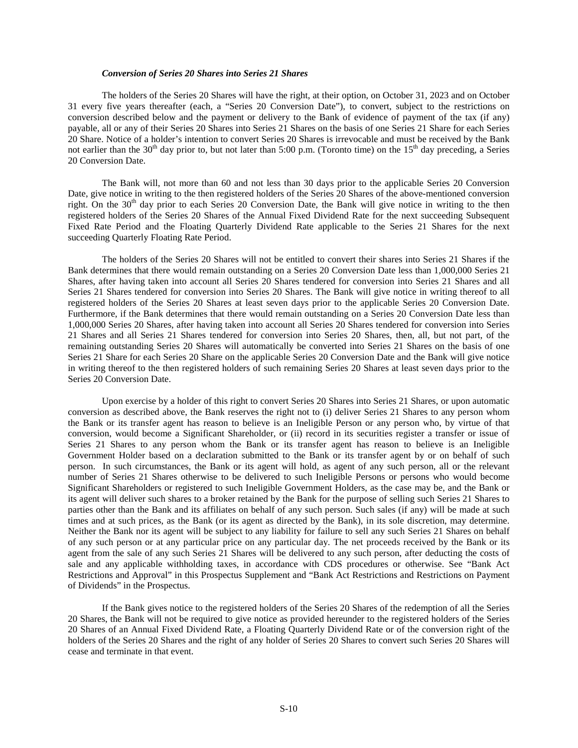### *Conversion of Series 20 Shares into Series 21 Shares*

The holders of the Series 20 Shares will have the right, at their option, on October 31, 2023 and on October 31 every five years thereafter (each, a "Series 20 Conversion Date"), to convert, subject to the restrictions on conversion described below and the payment or delivery to the Bank of evidence of payment of the tax (if any) payable, all or any of their Series 20 Shares into Series 21 Shares on the basis of one Series 21 Share for each Series 20 Share. Notice of a holder's intention to convert Series 20 Shares is irrevocable and must be received by the Bank not earlier than the 30th day prior to, but not later than 5:00 p.m. (Toronto time) on the 15th day preceding, a Series 20 Conversion Date.

The Bank will, not more than 60 and not less than 30 days prior to the applicable Series 20 Conversion Date, give notice in writing to the then registered holders of the Series 20 Shares of the above-mentioned conversion right. On the 30th day prior to each Series 20 Conversion Date, the Bank will give notice in writing to the then registered holders of the Series 20 Shares of the Annual Fixed Dividend Rate for the next succeeding Subsequent Fixed Rate Period and the Floating Quarterly Dividend Rate applicable to the Series 21 Shares for the next succeeding Quarterly Floating Rate Period.

The holders of the Series 20 Shares will not be entitled to convert their shares into Series 21 Shares if the Bank determines that there would remain outstanding on a Series 20 Conversion Date less than 1,000,000 Series 21 Shares, after having taken into account all Series 20 Shares tendered for conversion into Series 21 Shares and all Series 21 Shares tendered for conversion into Series 20 Shares. The Bank will give notice in writing thereof to all registered holders of the Series 20 Shares at least seven days prior to the applicable Series 20 Conversion Date. Furthermore, if the Bank determines that there would remain outstanding on a Series 20 Conversion Date less than 1,000,000 Series 20 Shares, after having taken into account all Series 20 Shares tendered for conversion into Series 21 Shares and all Series 21 Shares tendered for conversion into Series 20 Shares, then, all, but not part, of the remaining outstanding Series 20 Shares will automatically be converted into Series 21 Shares on the basis of one Series 21 Share for each Series 20 Share on the applicable Series 20 Conversion Date and the Bank will give notice in writing thereof to the then registered holders of such remaining Series 20 Shares at least seven days prior to the Series 20 Conversion Date.

Upon exercise by a holder of this right to convert Series 20 Shares into Series 21 Shares, or upon automatic conversion as described above, the Bank reserves the right not to (i) deliver Series 21 Shares to any person whom the Bank or its transfer agent has reason to believe is an Ineligible Person or any person who, by virtue of that conversion, would become a Significant Shareholder, or (ii) record in its securities register a transfer or issue of Series 21 Shares to any person whom the Bank or its transfer agent has reason to believe is an Ineligible Government Holder based on a declaration submitted to the Bank or its transfer agent by or on behalf of such person. In such circumstances, the Bank or its agent will hold, as agent of any such person, all or the relevant number of Series 21 Shares otherwise to be delivered to such Ineligible Persons or persons who would become Significant Shareholders or registered to such Ineligible Government Holders, as the case may be, and the Bank or its agent will deliver such shares to a broker retained by the Bank for the purpose of selling such Series 21 Shares to parties other than the Bank and its affiliates on behalf of any such person. Such sales (if any) will be made at such times and at such prices, as the Bank (or its agent as directed by the Bank), in its sole discretion, may determine. Neither the Bank nor its agent will be subject to any liability for failure to sell any such Series 21 Shares on behalf of any such person or at any particular price on any particular day. The net proceeds received by the Bank or its agent from the sale of any such Series 21 Shares will be delivered to any such person, after deducting the costs of sale and any applicable withholding taxes, in accordance with CDS procedures or otherwise. See "Bank Act Restrictions and Approval" in this Prospectus Supplement and "Bank Act Restrictions and Restrictions on Payment of Dividends" in the Prospectus.

If the Bank gives notice to the registered holders of the Series 20 Shares of the redemption of all the Series 20 Shares, the Bank will not be required to give notice as provided hereunder to the registered holders of the Series 20 Shares of an Annual Fixed Dividend Rate, a Floating Quarterly Dividend Rate or of the conversion right of the holders of the Series 20 Shares and the right of any holder of Series 20 Shares to convert such Series 20 Shares will cease and terminate in that event.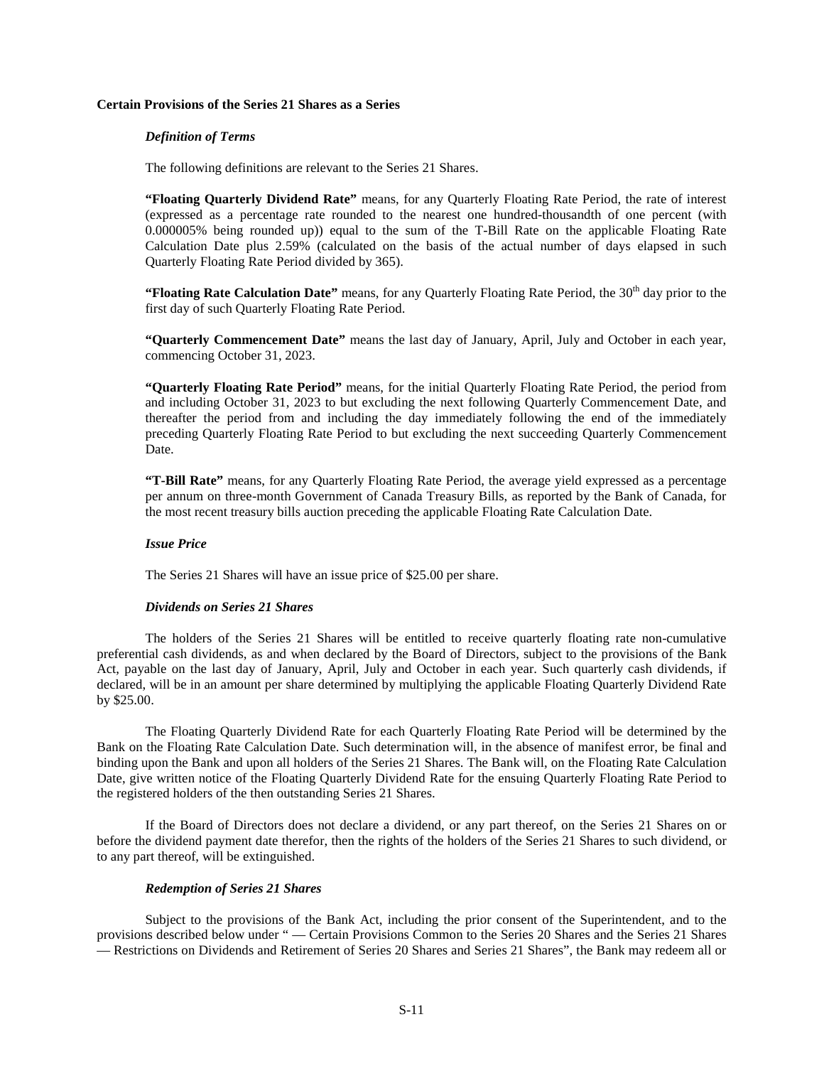**Certain Provisions of the Series 21 Shares as a Series**

***Definition of Terms***

The following definitions are relevant to the Series 21 Shares.

**"Floating Quarterly Dividend Rate"** means, for any Quarterly Floating Rate Period, the rate of interest (expressed as a percentage rate rounded to the nearest one hundred-thousandth of one percent (with 0.000005% being rounded up)) equal to the sum of the T-Bill Rate on the applicable Floating Rate Calculation Date plus 2.59% (calculated on the basis of the actual number of days elapsed in such Quarterly Floating Rate Period divided by 365).

**"Floating Rate Calculation Date"** means, for any Quarterly Floating Rate Period, the 30th day prior to the first day of such Quarterly Floating Rate Period.

**"Quarterly Commencement Date"** means the last day of January, April, July and October in each year, commencing October 31, 2023.

**"Quarterly Floating Rate Period"** means, for the initial Quarterly Floating Rate Period, the period from and including October 31, 2023 to but excluding the next following Quarterly Commencement Date, and thereafter the period from and including the day immediately following the end of the immediately preceding Quarterly Floating Rate Period to but excluding the next succeeding Quarterly Commencement Date.

**"T-Bill Rate"** means, for any Quarterly Floating Rate Period, the average yield expressed as a percentage per annum on three-month Government of Canada Treasury Bills, as reported by the Bank of Canada, for the most recent treasury bills auction preceding the applicable Floating Rate Calculation Date.

***Issue Price***

The Series 21 Shares will have an issue price of $25.00 per share.

***Dividends on Series 21 Shares***

The holders of the Series 21 Shares will be entitled to receive quarterly floating rate non-cumulative preferential cash dividends, as and when declared by the Board of Directors, subject to the provisions of the Bank Act, payable on the last day of January, April, July and October in each year. Such quarterly cash dividends, if declared, will be in an amount per share determined by multiplying the applicable Floating Quarterly Dividend Rate by $25.00.

The Floating Quarterly Dividend Rate for each Quarterly Floating Rate Period will be determined by the Bank on the Floating Rate Calculation Date. Such determination will, in the absence of manifest error, be final and binding upon the Bank and upon all holders of the Series 21 Shares. The Bank will, on the Floating Rate Calculation Date, give written notice of the Floating Quarterly Dividend Rate for the ensuing Quarterly Floating Rate Period to the registered holders of the then outstanding Series 21 Shares.

If the Board of Directors does not declare a dividend, or any part thereof, on the Series 21 Shares on or before the dividend payment date therefor, then the rights of the holders of the Series 21 Shares to such dividend, or to any part thereof, will be extinguished.

***Redemption of Series 21 Shares***

Subject to the provisions of the Bank Act, including the prior consent of the Superintendent, and to the provisions described below under " — Certain Provisions Common to the Series 20 Shares and the Series 21 Shares — Restrictions on Dividends and Retirement of Series 20 Shares and Series 21 Shares", the Bank may redeem all or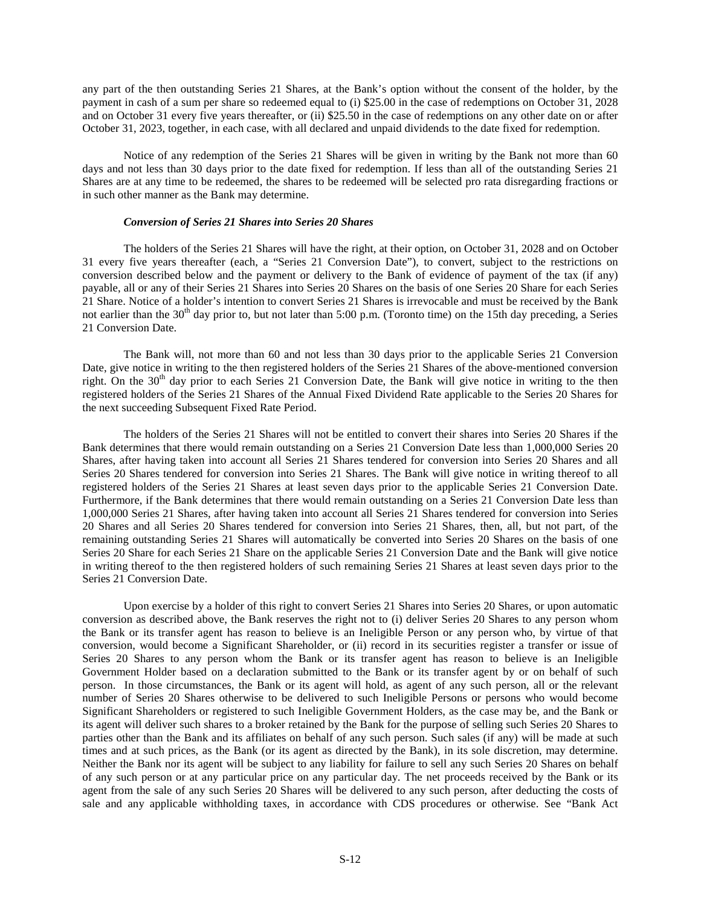any part of the then outstanding Series 21 Shares, at the Bank's option without the consent of the holder, by the payment in cash of a sum per share so redeemed equal to (i) $25.00 in the case of redemptions on October 31, 2028 and on October 31 every five years thereafter, or (ii) $25.50 in the case of redemptions on any other date on or after October 31, 2023, together, in each case, with all declared and unpaid dividends to the date fixed for redemption.

Notice of any redemption of the Series 21 Shares will be given in writing by the Bank not more than 60 days and not less than 30 days prior to the date fixed for redemption. If less than all of the outstanding Series 21 Shares are at any time to be redeemed, the shares to be redeemed will be selected pro rata disregarding fractions or in such other manner as the Bank may determine.

***Conversion of Series 21 Shares into Series 20 Shares***

The holders of the Series 21 Shares will have the right, at their option, on October 31, 2028 and on October 31 every five years thereafter (each, a "Series 21 Conversion Date"), to convert, subject to the restrictions on conversion described below and the payment or delivery to the Bank of evidence of payment of the tax (if any) payable, all or any of their Series 21 Shares into Series 20 Shares on the basis of one Series 20 Share for each Series 21 Share. Notice of a holder's intention to convert Series 21 Shares is irrevocable and must be received by the Bank not earlier than the 30th day prior to, but not later than 5:00 p.m. (Toronto time) on the 15th day preceding, a Series 21 Conversion Date.

The Bank will, not more than 60 and not less than 30 days prior to the applicable Series 21 Conversion Date, give notice in writing to the then registered holders of the Series 21 Shares of the above-mentioned conversion right. On the 30th day prior to each Series 21 Conversion Date, the Bank will give notice in writing to the then registered holders of the Series 21 Shares of the Annual Fixed Dividend Rate applicable to the Series 20 Shares for the next succeeding Subsequent Fixed Rate Period.

The holders of the Series 21 Shares will not be entitled to convert their shares into Series 20 Shares if the Bank determines that there would remain outstanding on a Series 21 Conversion Date less than 1,000,000 Series 20 Shares, after having taken into account all Series 21 Shares tendered for conversion into Series 20 Shares and all Series 20 Shares tendered for conversion into Series 21 Shares. The Bank will give notice in writing thereof to all registered holders of the Series 21 Shares at least seven days prior to the applicable Series 21 Conversion Date. Furthermore, if the Bank determines that there would remain outstanding on a Series 21 Conversion Date less than 1,000,000 Series 21 Shares, after having taken into account all Series 21 Shares tendered for conversion into Series 20 Shares and all Series 20 Shares tendered for conversion into Series 21 Shares, then, all, but not part, of the remaining outstanding Series 21 Shares will automatically be converted into Series 20 Shares on the basis of one Series 20 Share for each Series 21 Share on the applicable Series 21 Conversion Date and the Bank will give notice in writing thereof to the then registered holders of such remaining Series 21 Shares at least seven days prior to the Series 21 Conversion Date.

Upon exercise by a holder of this right to convert Series 21 Shares into Series 20 Shares, or upon automatic conversion as described above, the Bank reserves the right not to (i) deliver Series 20 Shares to any person whom the Bank or its transfer agent has reason to believe is an Ineligible Person or any person who, by virtue of that conversion, would become a Significant Shareholder, or (ii) record in its securities register a transfer or issue of Series 20 Shares to any person whom the Bank or its transfer agent has reason to believe is an Ineligible Government Holder based on a declaration submitted to the Bank or its transfer agent by or on behalf of such person. In those circumstances, the Bank or its agent will hold, as agent of any such person, all or the relevant number of Series 20 Shares otherwise to be delivered to such Ineligible Persons or persons who would become Significant Shareholders or registered to such Ineligible Government Holders, as the case may be, and the Bank or its agent will deliver such shares to a broker retained by the Bank for the purpose of selling such Series 20 Shares to parties other than the Bank and its affiliates on behalf of any such person. Such sales (if any) will be made at such times and at such prices, as the Bank (or its agent as directed by the Bank), in its sole discretion, may determine. Neither the Bank nor its agent will be subject to any liability for failure to sell any such Series 20 Shares on behalf of any such person or at any particular price on any particular day. The net proceeds received by the Bank or its agent from the sale of any such Series 20 Shares will be delivered to any such person, after deducting the costs of sale and any applicable withholding taxes, in accordance with CDS procedures or otherwise. See "Bank Act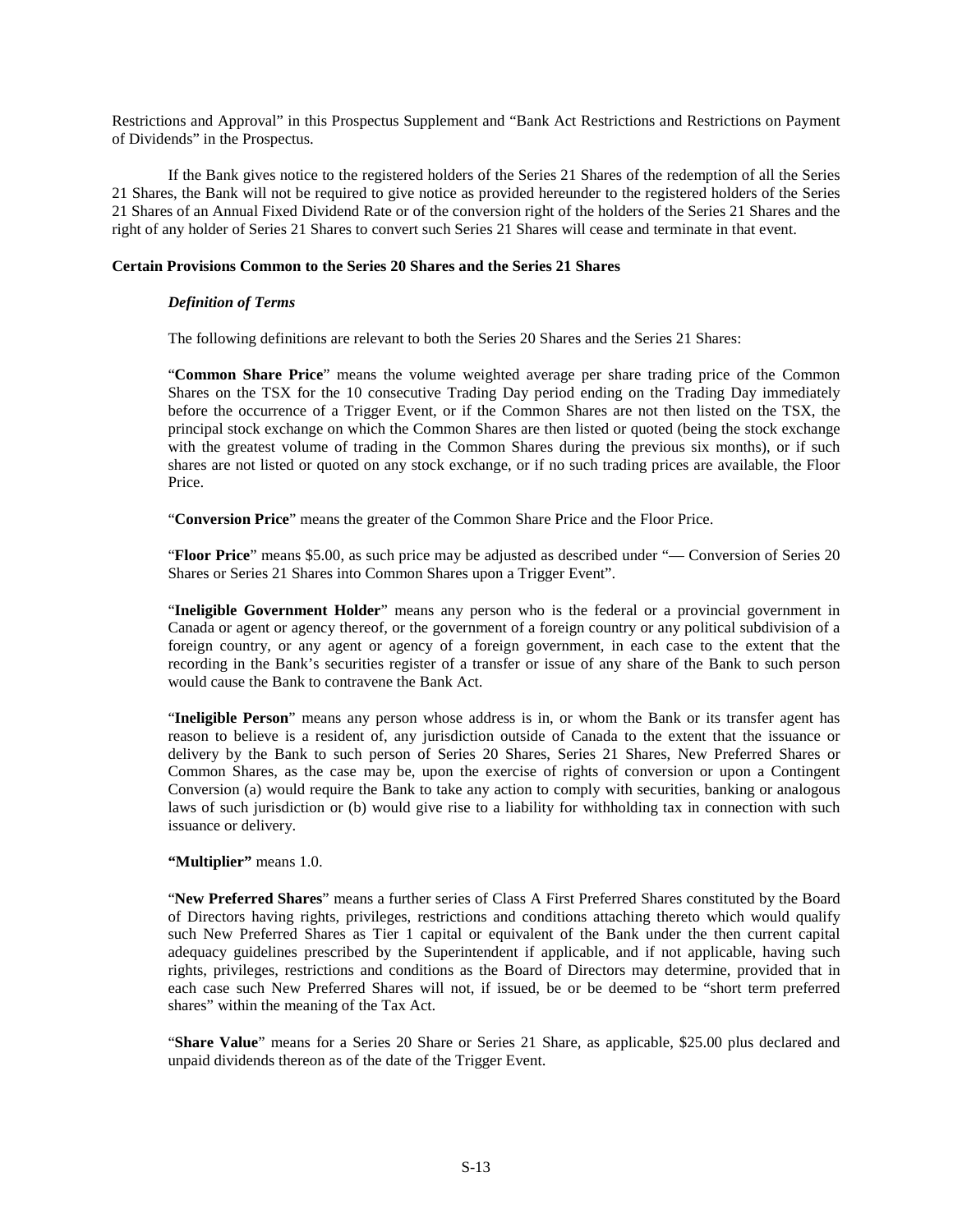Restrictions and Approval" in this Prospectus Supplement and "Bank Act Restrictions and Restrictions on Payment of Dividends" in the Prospectus.

If the Bank gives notice to the registered holders of the Series 21 Shares of the redemption of all the Series 21 Shares, the Bank will not be required to give notice as provided hereunder to the registered holders of the Series 21 Shares of an Annual Fixed Dividend Rate or of the conversion right of the holders of the Series 21 Shares and the right of any holder of Series 21 Shares to convert such Series 21 Shares will cease and terminate in that event.

**Certain Provisions Common to the Series 20 Shares and the Series 21 Shares**

***Definition of Terms***

The following definitions are relevant to both the Series 20 Shares and the Series 21 Shares:

"**Common Share Price**" means the volume weighted average per share trading price of the Common Shares on the TSX for the 10 consecutive Trading Day period ending on the Trading Day immediately before the occurrence of a Trigger Event, or if the Common Shares are not then listed on the TSX, the principal stock exchange on which the Common Shares are then listed or quoted (being the stock exchange with the greatest volume of trading in the Common Shares during the previous six months), or if such shares are not listed or quoted on any stock exchange, or if no such trading prices are available, the Floor Price.

"**Conversion Price**" means the greater of the Common Share Price and the Floor Price.

"**Floor Price**" means $5.00, as such price may be adjusted as described under "— Conversion of Series 20 Shares or Series 21 Shares into Common Shares upon a Trigger Event".

"**Ineligible Government Holder**" means any person who is the federal or a provincial government in Canada or agent or agency thereof, or the government of a foreign country or any political subdivision of a foreign country, or any agent or agency of a foreign government, in each case to the extent that the recording in the Bank's securities register of a transfer or issue of any share of the Bank to such person would cause the Bank to contravene the Bank Act.

"**Ineligible Person**" means any person whose address is in, or whom the Bank or its transfer agent has reason to believe is a resident of, any jurisdiction outside of Canada to the extent that the issuance or delivery by the Bank to such person of Series 20 Shares, Series 21 Shares, New Preferred Shares or Common Shares, as the case may be, upon the exercise of rights of conversion or upon a Contingent Conversion (a) would require the Bank to take any action to comply with securities, banking or analogous laws of such jurisdiction or (b) would give rise to a liability for withholding tax in connection with such issuance or delivery.

**"Multiplier"** means 1.0.

"**New Preferred Shares**" means a further series of Class A First Preferred Shares constituted by the Board of Directors having rights, privileges, restrictions and conditions attaching thereto which would qualify such New Preferred Shares as Tier 1 capital or equivalent of the Bank under the then current capital adequacy guidelines prescribed by the Superintendent if applicable, and if not applicable, having such rights, privileges, restrictions and conditions as the Board of Directors may determine, provided that in each case such New Preferred Shares will not, if issued, be or be deemed to be "short term preferred shares" within the meaning of the Tax Act.

"**Share Value**" means for a Series 20 Share or Series 21 Share, as applicable, $25.00 plus declared and unpaid dividends thereon as of the date of the Trigger Event.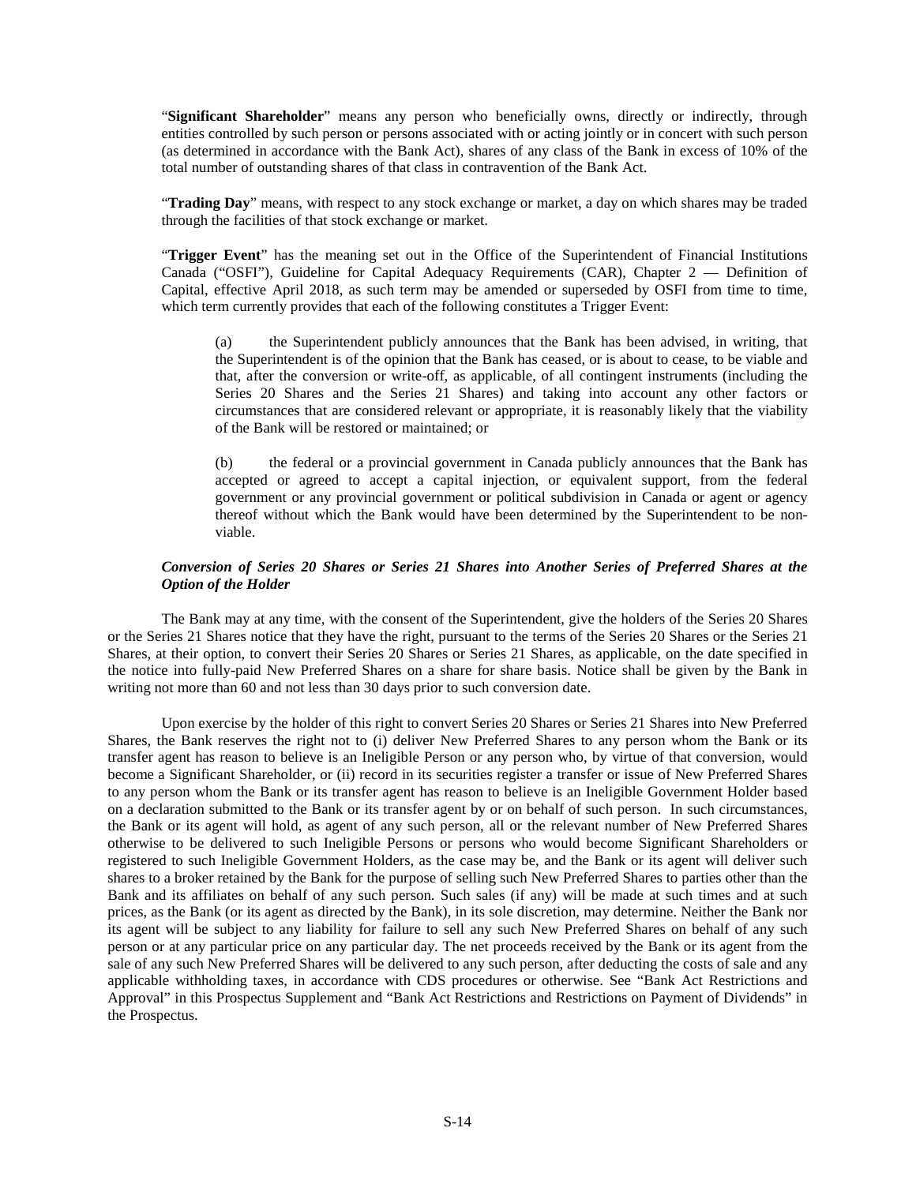"**Significant Shareholder**" means any person who beneficially owns, directly or indirectly, through entities controlled by such person or persons associated with or acting jointly or in concert with such person (as determined in accordance with the Bank Act), shares of any class of the Bank in excess of 10% of the total number of outstanding shares of that class in contravention of the Bank Act.

"**Trading Day**" means, with respect to any stock exchange or market, a day on which shares may be traded through the facilities of that stock exchange or market.

"**Trigger Event**" has the meaning set out in the Office of the Superintendent of Financial Institutions Canada ("OSFI"), Guideline for Capital Adequacy Requirements (CAR), Chapter 2 — Definition of Capital, effective April 2018, as such term may be amended or superseded by OSFI from time to time, which term currently provides that each of the following constitutes a Trigger Event:

(a) the Superintendent publicly announces that the Bank has been advised, in writing, that the Superintendent is of the opinion that the Bank has ceased, or is about to cease, to be viable and that, after the conversion or write-off, as applicable, of all contingent instruments (including the Series 20 Shares and the Series 21 Shares) and taking into account any other factors or circumstances that are considered relevant or appropriate, it is reasonably likely that the viability of the Bank will be restored or maintained; or

(b) the federal or a provincial government in Canada publicly announces that the Bank has accepted or agreed to accept a capital injection, or equivalent support, from the federal government or any provincial government or political subdivision in Canada or agent or agency thereof without which the Bank would have been determined by the Superintendent to be non-viable.

***Conversion of Series 20 Shares or Series 21 Shares into Another Series of Preferred Shares at the Option of the Holder***

The Bank may at any time, with the consent of the Superintendent, give the holders of the Series 20 Shares or the Series 21 Shares notice that they have the right, pursuant to the terms of the Series 20 Shares or the Series 21 Shares, at their option, to convert their Series 20 Shares or Series 21 Shares, as applicable, on the date specified in the notice into fully-paid New Preferred Shares on a share for share basis. Notice shall be given by the Bank in writing not more than 60 and not less than 30 days prior to such conversion date.

Upon exercise by the holder of this right to convert Series 20 Shares or Series 21 Shares into New Preferred Shares, the Bank reserves the right not to (i) deliver New Preferred Shares to any person whom the Bank or its transfer agent has reason to believe is an Ineligible Person or any person who, by virtue of that conversion, would become a Significant Shareholder, or (ii) record in its securities register a transfer or issue of New Preferred Shares to any person whom the Bank or its transfer agent has reason to believe is an Ineligible Government Holder based on a declaration submitted to the Bank or its transfer agent by or on behalf of such person. In such circumstances, the Bank or its agent will hold, as agent of any such person, all or the relevant number of New Preferred Shares otherwise to be delivered to such Ineligible Persons or persons who would become Significant Shareholders or registered to such Ineligible Government Holders, as the case may be, and the Bank or its agent will deliver such shares to a broker retained by the Bank for the purpose of selling such New Preferred Shares to parties other than the Bank and its affiliates on behalf of any such person. Such sales (if any) will be made at such times and at such prices, as the Bank (or its agent as directed by the Bank), in its sole discretion, may determine. Neither the Bank nor its agent will be subject to any liability for failure to sell any such New Preferred Shares on behalf of any such person or at any particular price on any particular day. The net proceeds received by the Bank or its agent from the sale of any such New Preferred Shares will be delivered to any such person, after deducting the costs of sale and any applicable withholding taxes, in accordance with CDS procedures or otherwise. See "Bank Act Restrictions and Approval" in this Prospectus Supplement and "Bank Act Restrictions and Restrictions on Payment of Dividends" in the Prospectus.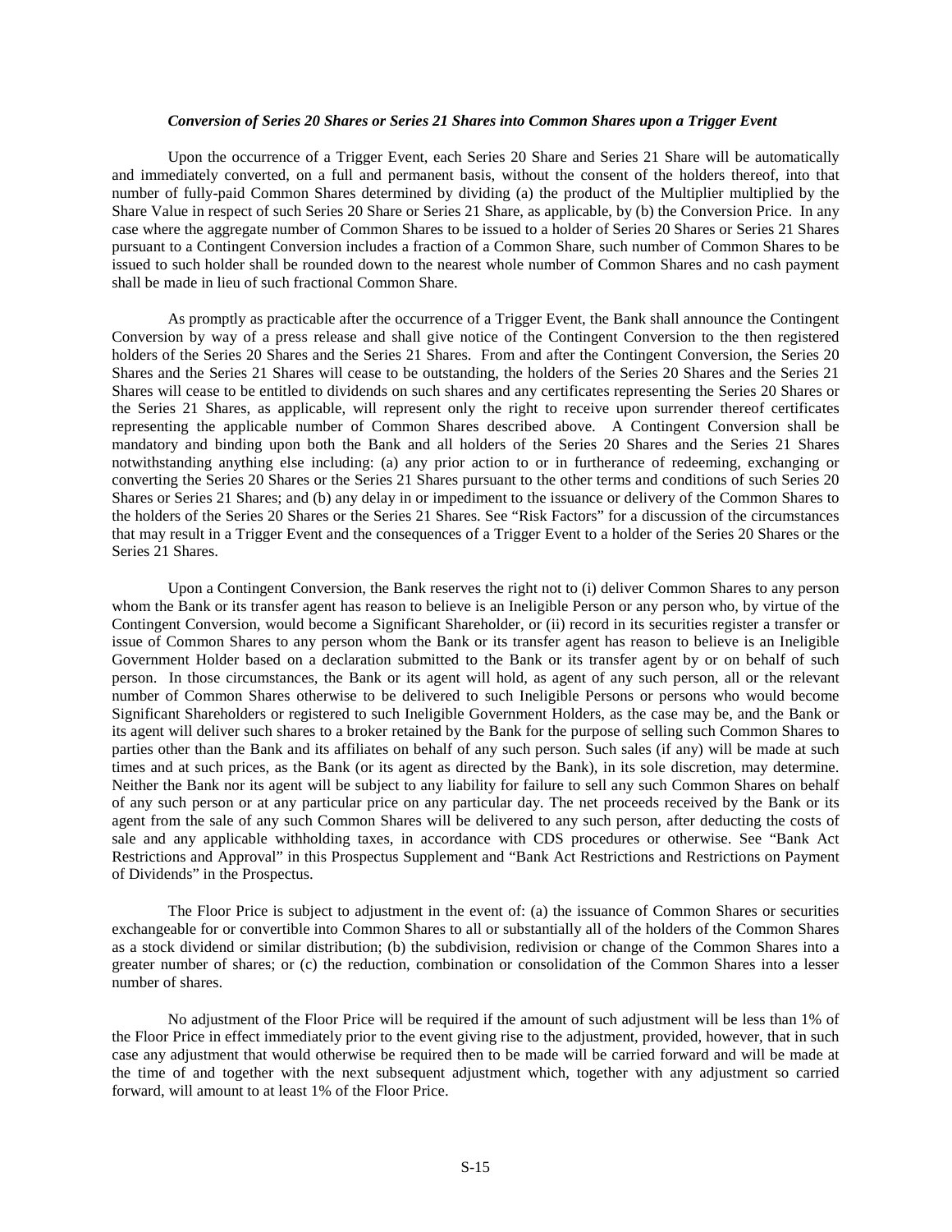***Conversion of Series 20 Shares or Series 21 Shares into Common Shares upon a Trigger Event***

Upon the occurrence of a Trigger Event, each Series 20 Share and Series 21 Share will be automatically and immediately converted, on a full and permanent basis, without the consent of the holders thereof, into that number of fully-paid Common Shares determined by dividing (a) the product of the Multiplier multiplied by the Share Value in respect of such Series 20 Share or Series 21 Share, as applicable, by (b) the Conversion Price. In any case where the aggregate number of Common Shares to be issued to a holder of Series 20 Shares or Series 21 Shares pursuant to a Contingent Conversion includes a fraction of a Common Share, such number of Common Shares to be issued to such holder shall be rounded down to the nearest whole number of Common Shares and no cash payment shall be made in lieu of such fractional Common Share.

As promptly as practicable after the occurrence of a Trigger Event, the Bank shall announce the Contingent Conversion by way of a press release and shall give notice of the Contingent Conversion to the then registered holders of the Series 20 Shares and the Series 21 Shares. From and after the Contingent Conversion, the Series 20 Shares and the Series 21 Shares will cease to be outstanding, the holders of the Series 20 Shares and the Series 21 Shares will cease to be entitled to dividends on such shares and any certificates representing the Series 20 Shares or the Series 21 Shares, as applicable, will represent only the right to receive upon surrender thereof certificates representing the applicable number of Common Shares described above. A Contingent Conversion shall be mandatory and binding upon both the Bank and all holders of the Series 20 Shares and the Series 21 Shares notwithstanding anything else including: (a) any prior action to or in furtherance of redeeming, exchanging or converting the Series 20 Shares or the Series 21 Shares pursuant to the other terms and conditions of such Series 20 Shares or Series 21 Shares; and (b) any delay in or impediment to the issuance or delivery of the Common Shares to the holders of the Series 20 Shares or the Series 21 Shares. See "Risk Factors" for a discussion of the circumstances that may result in a Trigger Event and the consequences of a Trigger Event to a holder of the Series 20 Shares or the Series 21 Shares.

Upon a Contingent Conversion, the Bank reserves the right not to (i) deliver Common Shares to any person whom the Bank or its transfer agent has reason to believe is an Ineligible Person or any person who, by virtue of the Contingent Conversion, would become a Significant Shareholder, or (ii) record in its securities register a transfer or issue of Common Shares to any person whom the Bank or its transfer agent has reason to believe is an Ineligible Government Holder based on a declaration submitted to the Bank or its transfer agent by or on behalf of such person. In those circumstances, the Bank or its agent will hold, as agent of any such person, all or the relevant number of Common Shares otherwise to be delivered to such Ineligible Persons or persons who would become Significant Shareholders or registered to such Ineligible Government Holders, as the case may be, and the Bank or its agent will deliver such shares to a broker retained by the Bank for the purpose of selling such Common Shares to parties other than the Bank and its affiliates on behalf of any such person. Such sales (if any) will be made at such times and at such prices, as the Bank (or its agent as directed by the Bank), in its sole discretion, may determine. Neither the Bank nor its agent will be subject to any liability for failure to sell any such Common Shares on behalf of any such person or at any particular price on any particular day. The net proceeds received by the Bank or its agent from the sale of any such Common Shares will be delivered to any such person, after deducting the costs of sale and any applicable withholding taxes, in accordance with CDS procedures or otherwise. See "Bank Act Restrictions and Approval" in this Prospectus Supplement and "Bank Act Restrictions and Restrictions on Payment of Dividends" in the Prospectus.

The Floor Price is subject to adjustment in the event of: (a) the issuance of Common Shares or securities exchangeable for or convertible into Common Shares to all or substantially all of the holders of the Common Shares as a stock dividend or similar distribution; (b) the subdivision, redivision or change of the Common Shares into a greater number of shares; or (c) the reduction, combination or consolidation of the Common Shares into a lesser number of shares.

No adjustment of the Floor Price will be required if the amount of such adjustment will be less than 1% of the Floor Price in effect immediately prior to the event giving rise to the adjustment, provided, however, that in such case any adjustment that would otherwise be required then to be made will be carried forward and will be made at the time of and together with the next subsequent adjustment which, together with any adjustment so carried forward, will amount to at least 1% of the Floor Price.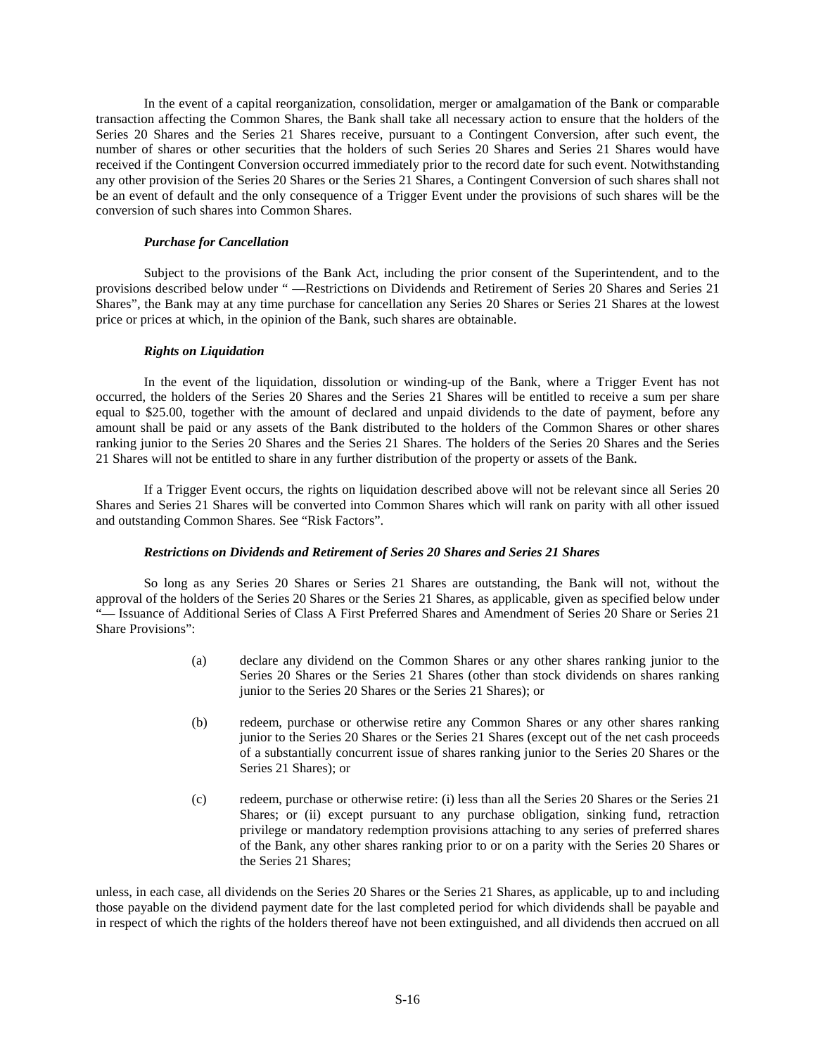In the event of a capital reorganization, consolidation, merger or amalgamation of the Bank or comparable transaction affecting the Common Shares, the Bank shall take all necessary action to ensure that the holders of the Series 20 Shares and the Series 21 Shares receive, pursuant to a Contingent Conversion, after such event, the number of shares or other securities that the holders of such Series 20 Shares and Series 21 Shares would have received if the Contingent Conversion occurred immediately prior to the record date for such event. Notwithstanding any other provision of the Series 20 Shares or the Series 21 Shares, a Contingent Conversion of such shares shall not be an event of default and the only consequence of a Trigger Event under the provisions of such shares will be the conversion of such shares into Common Shares.

***Purchase for Cancellation***

Subject to the provisions of the Bank Act, including the prior consent of the Superintendent, and to the provisions described below under " —Restrictions on Dividends and Retirement of Series 20 Shares and Series 21 Shares", the Bank may at any time purchase for cancellation any Series 20 Shares or Series 21 Shares at the lowest price or prices at which, in the opinion of the Bank, such shares are obtainable.

***Rights on Liquidation***

In the event of the liquidation, dissolution or winding-up of the Bank, where a Trigger Event has not occurred, the holders of the Series 20 Shares and the Series 21 Shares will be entitled to receive a sum per share equal to $25.00, together with the amount of declared and unpaid dividends to the date of payment, before any amount shall be paid or any assets of the Bank distributed to the holders of the Common Shares or other shares ranking junior to the Series 20 Shares and the Series 21 Shares. The holders of the Series 20 Shares and the Series 21 Shares will not be entitled to share in any further distribution of the property or assets of the Bank.

If a Trigger Event occurs, the rights on liquidation described above will not be relevant since all Series 20 Shares and Series 21 Shares will be converted into Common Shares which will rank on parity with all other issued and outstanding Common Shares. See "Risk Factors".

***Restrictions on Dividends and Retirement of Series 20 Shares and Series 21 Shares***

So long as any Series 20 Shares or Series 21 Shares are outstanding, the Bank will not, without the approval of the holders of the Series 20 Shares or the Series 21 Shares, as applicable, given as specified below under "— Issuance of Additional Series of Class A First Preferred Shares and Amendment of Series 20 Share or Series 21 Share Provisions":

(a) declare any dividend on the Common Shares or any other shares ranking junior to the Series 20 Shares or the Series 21 Shares (other than stock dividends on shares ranking junior to the Series 20 Shares or the Series 21 Shares); or

(b) redeem, purchase or otherwise retire any Common Shares or any other shares ranking junior to the Series 20 Shares or the Series 21 Shares (except out of the net cash proceeds of a substantially concurrent issue of shares ranking junior to the Series 20 Shares or the Series 21 Shares); or

(c) redeem, purchase or otherwise retire: (i) less than all the Series 20 Shares or the Series 21 Shares; or (ii) except pursuant to any purchase obligation, sinking fund, retraction privilege or mandatory redemption provisions attaching to any series of preferred shares of the Bank, any other shares ranking prior to or on a parity with the Series 20 Shares or the Series 21 Shares;

unless, in each case, all dividends on the Series 20 Shares or the Series 21 Shares, as applicable, up to and including those payable on the dividend payment date for the last completed period for which dividends shall be payable and in respect of which the rights of the holders thereof have not been extinguished, and all dividends then accrued on all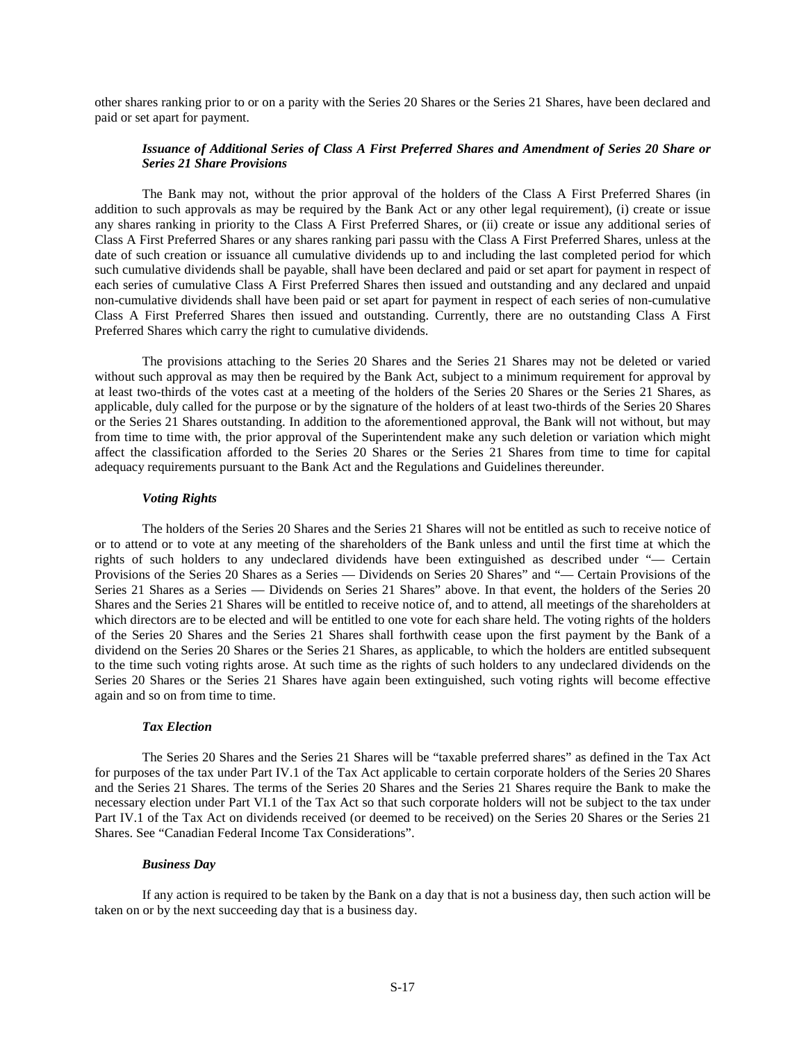other shares ranking prior to or on a parity with the Series 20 Shares or the Series 21 Shares, have been declared and paid or set apart for payment.

### *Issuance of Additional Series of Class A First Preferred Shares and Amendment of Series 20 Share or Series 21 Share Provisions*

The Bank may not, without the prior approval of the holders of the Class A First Preferred Shares (in addition to such approvals as may be required by the Bank Act or any other legal requirement), (i) create or issue any shares ranking in priority to the Class A First Preferred Shares, or (ii) create or issue any additional series of Class A First Preferred Shares or any shares ranking pari passu with the Class A First Preferred Shares, unless at the date of such creation or issuance all cumulative dividends up to and including the last completed period for which such cumulative dividends shall be payable, shall have been declared and paid or set apart for payment in respect of each series of cumulative Class A First Preferred Shares then issued and outstanding and any declared and unpaid non-cumulative dividends shall have been paid or set apart for payment in respect of each series of non-cumulative Class A First Preferred Shares then issued and outstanding. Currently, there are no outstanding Class A First Preferred Shares which carry the right to cumulative dividends.

The provisions attaching to the Series 20 Shares and the Series 21 Shares may not be deleted or varied without such approval as may then be required by the Bank Act, subject to a minimum requirement for approval by at least two-thirds of the votes cast at a meeting of the holders of the Series 20 Shares or the Series 21 Shares, as applicable, duly called for the purpose or by the signature of the holders of at least two-thirds of the Series 20 Shares or the Series 21 Shares outstanding. In addition to the aforementioned approval, the Bank will not without, but may from time to time with, the prior approval of the Superintendent make any such deletion or variation which might affect the classification afforded to the Series 20 Shares or the Series 21 Shares from time to time for capital adequacy requirements pursuant to the Bank Act and the Regulations and Guidelines thereunder.

### *Voting Rights*

The holders of the Series 20 Shares and the Series 21 Shares will not be entitled as such to receive notice of or to attend or to vote at any meeting of the shareholders of the Bank unless and until the first time at which the rights of such holders to any undeclared dividends have been extinguished as described under "— Certain Provisions of the Series 20 Shares as a Series — Dividends on Series 20 Shares" and "— Certain Provisions of the Series 21 Shares as a Series — Dividends on Series 21 Shares" above. In that event, the holders of the Series 20 Shares and the Series 21 Shares will be entitled to receive notice of, and to attend, all meetings of the shareholders at which directors are to be elected and will be entitled to one vote for each share held. The voting rights of the holders of the Series 20 Shares and the Series 21 Shares shall forthwith cease upon the first payment by the Bank of a dividend on the Series 20 Shares or the Series 21 Shares, as applicable, to which the holders are entitled subsequent to the time such voting rights arose. At such time as the rights of such holders to any undeclared dividends on the Series 20 Shares or the Series 21 Shares have again been extinguished, such voting rights will become effective again and so on from time to time.

### *Tax Election*

The Series 20 Shares and the Series 21 Shares will be "taxable preferred shares" as defined in the Tax Act for purposes of the tax under Part IV.1 of the Tax Act applicable to certain corporate holders of the Series 20 Shares and the Series 21 Shares. The terms of the Series 20 Shares and the Series 21 Shares require the Bank to make the necessary election under Part VI.1 of the Tax Act so that such corporate holders will not be subject to the tax under Part IV.1 of the Tax Act on dividends received (or deemed to be received) on the Series 20 Shares or the Series 21 Shares. See "Canadian Federal Income Tax Considerations".

### *Business Day*

If any action is required to be taken by the Bank on a day that is not a business day, then such action will be taken on or by the next succeeding day that is a business day.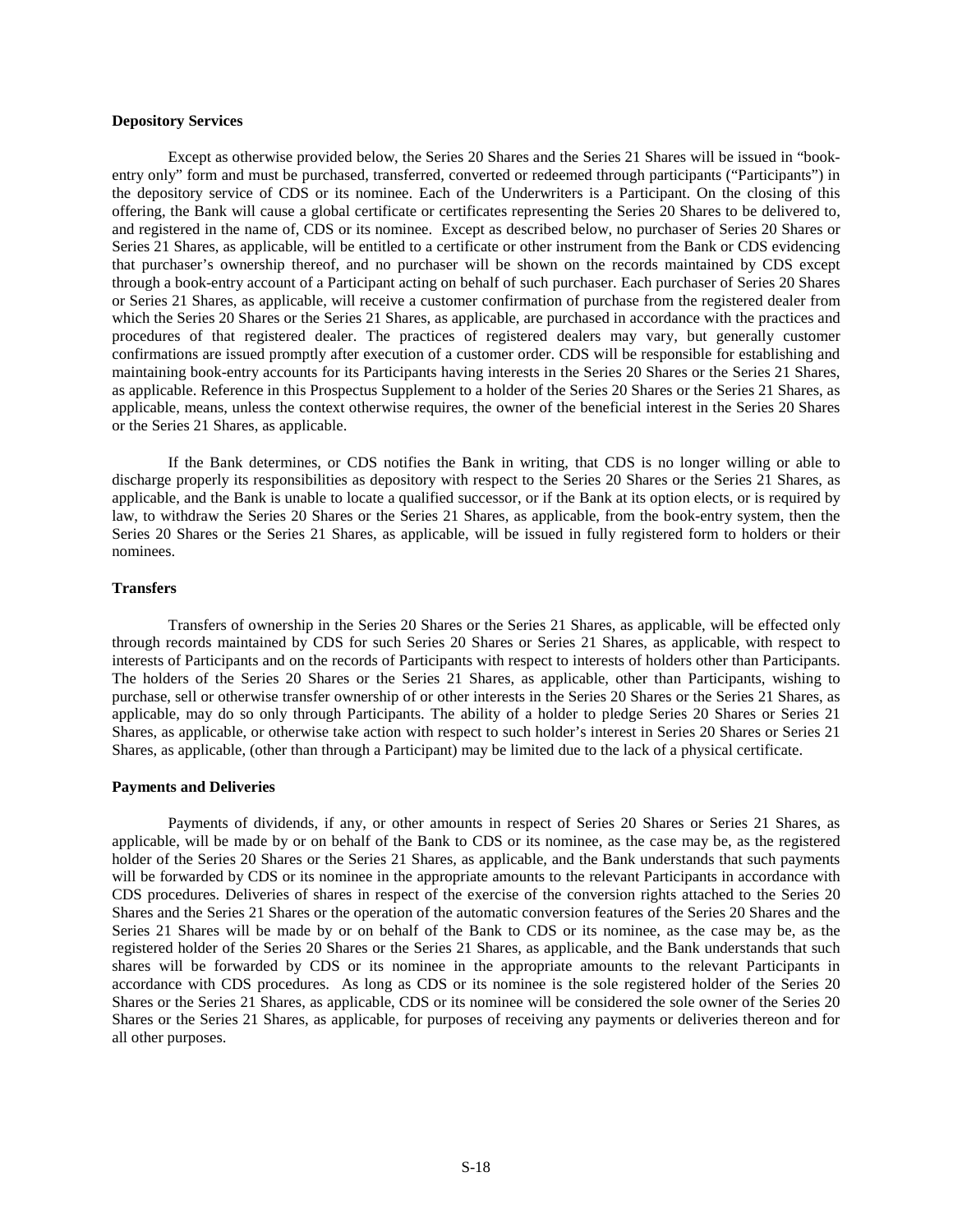**Depository Services**

Except as otherwise provided below, the Series 20 Shares and the Series 21 Shares will be issued in "book-entry only" form and must be purchased, transferred, converted or redeemed through participants ("Participants") in the depository service of CDS or its nominee. Each of the Underwriters is a Participant. On the closing of this offering, the Bank will cause a global certificate or certificates representing the Series 20 Shares to be delivered to, and registered in the name of, CDS or its nominee. Except as described below, no purchaser of Series 20 Shares or Series 21 Shares, as applicable, will be entitled to a certificate or other instrument from the Bank or CDS evidencing that purchaser's ownership thereof, and no purchaser will be shown on the records maintained by CDS except through a book-entry account of a Participant acting on behalf of such purchaser. Each purchaser of Series 20 Shares or Series 21 Shares, as applicable, will receive a customer confirmation of purchase from the registered dealer from which the Series 20 Shares or the Series 21 Shares, as applicable, are purchased in accordance with the practices and procedures of that registered dealer. The practices of registered dealers may vary, but generally customer confirmations are issued promptly after execution of a customer order. CDS will be responsible for establishing and maintaining book-entry accounts for its Participants having interests in the Series 20 Shares or the Series 21 Shares, as applicable. Reference in this Prospectus Supplement to a holder of the Series 20 Shares or the Series 21 Shares, as applicable, means, unless the context otherwise requires, the owner of the beneficial interest in the Series 20 Shares or the Series 21 Shares, as applicable.

If the Bank determines, or CDS notifies the Bank in writing, that CDS is no longer willing or able to discharge properly its responsibilities as depository with respect to the Series 20 Shares or the Series 21 Shares, as applicable, and the Bank is unable to locate a qualified successor, or if the Bank at its option elects, or is required by law, to withdraw the Series 20 Shares or the Series 21 Shares, as applicable, from the book-entry system, then the Series 20 Shares or the Series 21 Shares, as applicable, will be issued in fully registered form to holders or their nominees.

**Transfers**

Transfers of ownership in the Series 20 Shares or the Series 21 Shares, as applicable, will be effected only through records maintained by CDS for such Series 20 Shares or Series 21 Shares, as applicable, with respect to interests of Participants and on the records of Participants with respect to interests of holders other than Participants. The holders of the Series 20 Shares or the Series 21 Shares, as applicable, other than Participants, wishing to purchase, sell or otherwise transfer ownership of or other interests in the Series 20 Shares or the Series 21 Shares, as applicable, may do so only through Participants. The ability of a holder to pledge Series 20 Shares or Series 21 Shares, as applicable, or otherwise take action with respect to such holder's interest in Series 20 Shares or Series 21 Shares, as applicable, (other than through a Participant) may be limited due to the lack of a physical certificate.

**Payments and Deliveries**

Payments of dividends, if any, or other amounts in respect of Series 20 Shares or Series 21 Shares, as applicable, will be made by or on behalf of the Bank to CDS or its nominee, as the case may be, as the registered holder of the Series 20 Shares or the Series 21 Shares, as applicable, and the Bank understands that such payments will be forwarded by CDS or its nominee in the appropriate amounts to the relevant Participants in accordance with CDS procedures. Deliveries of shares in respect of the exercise of the conversion rights attached to the Series 20 Shares and the Series 21 Shares or the operation of the automatic conversion features of the Series 20 Shares and the Series 21 Shares will be made by or on behalf of the Bank to CDS or its nominee, as the case may be, as the registered holder of the Series 20 Shares or the Series 21 Shares, as applicable, and the Bank understands that such shares will be forwarded by CDS or its nominee in the appropriate amounts to the relevant Participants in accordance with CDS procedures. As long as CDS or its nominee is the sole registered holder of the Series 20 Shares or the Series 21 Shares, as applicable, CDS or its nominee will be considered the sole owner of the Series 20 Shares or the Series 21 Shares, as applicable, for purposes of receiving any payments or deliveries thereon and for all other purposes.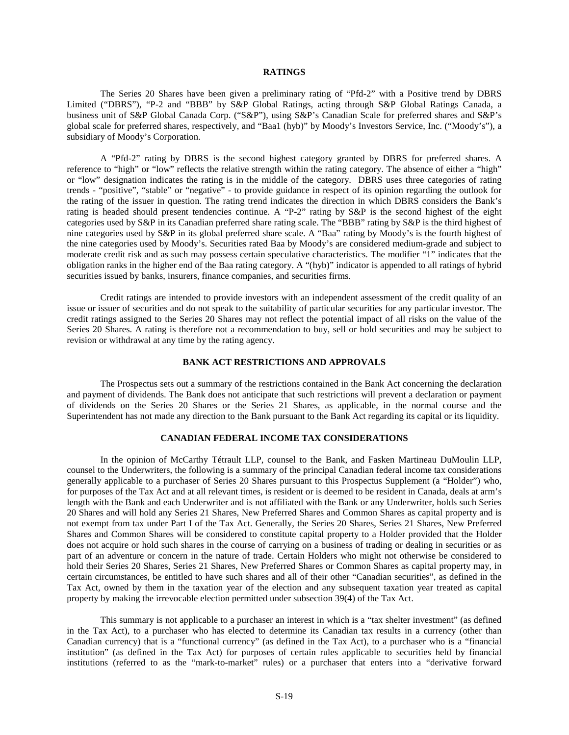## RATINGS

The Series 20 Shares have been given a preliminary rating of "Pfd-2" with a Positive trend by DBRS Limited ("DBRS"), "P-2 and "BBB" by S&P Global Ratings, acting through S&P Global Ratings Canada, a business unit of S&P Global Canada Corp. ("S&P"), using S&P's Canadian Scale for preferred shares and S&P's global scale for preferred shares, respectively, and "Baa1 (hyb)" by Moody's Investors Service, Inc. ("Moody's"), a subsidiary of Moody's Corporation.

A "Pfd-2" rating by DBRS is the second highest category granted by DBRS for preferred shares. A reference to "high" or "low" reflects the relative strength within the rating category. The absence of either a "high" or "low" designation indicates the rating is in the middle of the category. DBRS uses three categories of rating trends - "positive", "stable" or "negative" - to provide guidance in respect of its opinion regarding the outlook for the rating of the issuer in question. The rating trend indicates the direction in which DBRS considers the Bank's rating is headed should present tendencies continue. A "P-2" rating by S&P is the second highest of the eight categories used by S&P in its Canadian preferred share rating scale. The "BBB" rating by S&P is the third highest of nine categories used by S&P in its global preferred share scale. A "Baa" rating by Moody's is the fourth highest of the nine categories used by Moody's. Securities rated Baa by Moody's are considered medium-grade and subject to moderate credit risk and as such may possess certain speculative characteristics. The modifier "1" indicates that the obligation ranks in the higher end of the Baa rating category. A "(hyb)" indicator is appended to all ratings of hybrid securities issued by banks, insurers, finance companies, and securities firms.

Credit ratings are intended to provide investors with an independent assessment of the credit quality of an issue or issuer of securities and do not speak to the suitability of particular securities for any particular investor. The credit ratings assigned to the Series 20 Shares may not reflect the potential impact of all risks on the value of the Series 20 Shares. A rating is therefore not a recommendation to buy, sell or hold securities and may be subject to revision or withdrawal at any time by the rating agency.

## BANK ACT RESTRICTIONS AND APPROVALS

The Prospectus sets out a summary of the restrictions contained in the Bank Act concerning the declaration and payment of dividends. The Bank does not anticipate that such restrictions will prevent a declaration or payment of dividends on the Series 20 Shares or the Series 21 Shares, as applicable, in the normal course and the Superintendent has not made any direction to the Bank pursuant to the Bank Act regarding its capital or its liquidity.

## CANADIAN FEDERAL INCOME TAX CONSIDERATIONS

In the opinion of McCarthy Tétrault LLP, counsel to the Bank, and Fasken Martineau DuMoulin LLP, counsel to the Underwriters, the following is a summary of the principal Canadian federal income tax considerations generally applicable to a purchaser of Series 20 Shares pursuant to this Prospectus Supplement (a "Holder") who, for purposes of the Tax Act and at all relevant times, is resident or is deemed to be resident in Canada, deals at arm's length with the Bank and each Underwriter and is not affiliated with the Bank or any Underwriter, holds such Series 20 Shares and will hold any Series 21 Shares, New Preferred Shares and Common Shares as capital property and is not exempt from tax under Part I of the Tax Act. Generally, the Series 20 Shares, Series 21 Shares, New Preferred Shares and Common Shares will be considered to constitute capital property to a Holder provided that the Holder does not acquire or hold such shares in the course of carrying on a business of trading or dealing in securities or as part of an adventure or concern in the nature of trade. Certain Holders who might not otherwise be considered to hold their Series 20 Shares, Series 21 Shares, New Preferred Shares or Common Shares as capital property may, in certain circumstances, be entitled to have such shares and all of their other "Canadian securities", as defined in the Tax Act, owned by them in the taxation year of the election and any subsequent taxation year treated as capital property by making the irrevocable election permitted under subsection 39(4) of the Tax Act.

This summary is not applicable to a purchaser an interest in which is a "tax shelter investment" (as defined in the Tax Act), to a purchaser who has elected to determine its Canadian tax results in a currency (other than Canadian currency) that is a "functional currency" (as defined in the Tax Act), to a purchaser who is a "financial institution" (as defined in the Tax Act) for purposes of certain rules applicable to securities held by financial institutions (referred to as the "mark-to-market" rules) or a purchaser that enters into a "derivative forward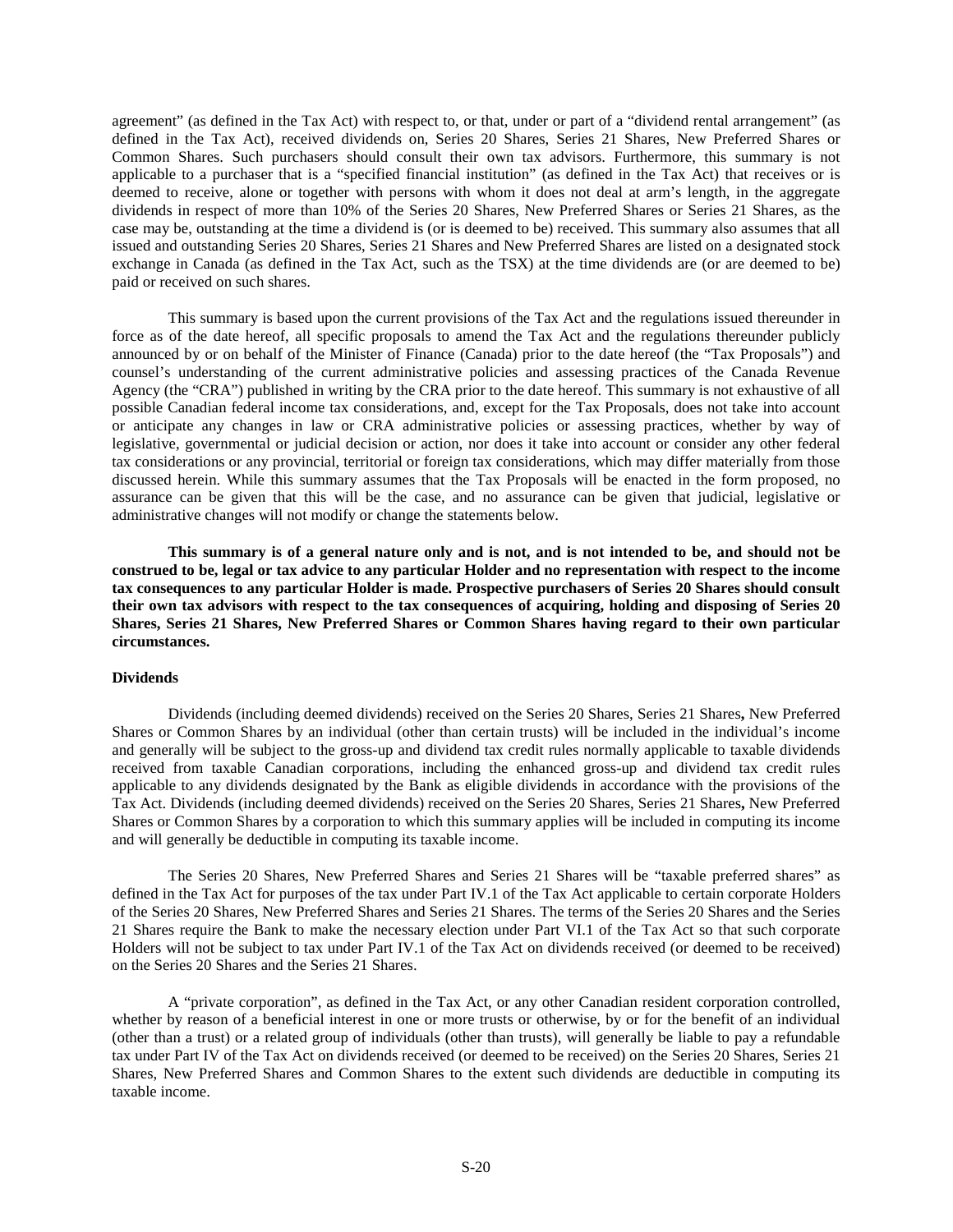agreement" (as defined in the Tax Act) with respect to, or that, under or part of a "dividend rental arrangement" (as defined in the Tax Act), received dividends on, Series 20 Shares, Series 21 Shares, New Preferred Shares or Common Shares. Such purchasers should consult their own tax advisors. Furthermore, this summary is not applicable to a purchaser that is a "specified financial institution" (as defined in the Tax Act) that receives or is deemed to receive, alone or together with persons with whom it does not deal at arm's length, in the aggregate dividends in respect of more than 10% of the Series 20 Shares, New Preferred Shares or Series 21 Shares, as the case may be, outstanding at the time a dividend is (or is deemed to be) received. This summary also assumes that all issued and outstanding Series 20 Shares, Series 21 Shares and New Preferred Shares are listed on a designated stock exchange in Canada (as defined in the Tax Act, such as the TSX) at the time dividends are (or are deemed to be) paid or received on such shares.

This summary is based upon the current provisions of the Tax Act and the regulations issued thereunder in force as of the date hereof, all specific proposals to amend the Tax Act and the regulations thereunder publicly announced by or on behalf of the Minister of Finance (Canada) prior to the date hereof (the "Tax Proposals") and counsel's understanding of the current administrative policies and assessing practices of the Canada Revenue Agency (the "CRA") published in writing by the CRA prior to the date hereof. This summary is not exhaustive of all possible Canadian federal income tax considerations, and, except for the Tax Proposals, does not take into account or anticipate any changes in law or CRA administrative policies or assessing practices, whether by way of legislative, governmental or judicial decision or action, nor does it take into account or consider any other federal tax considerations or any provincial, territorial or foreign tax considerations, which may differ materially from those discussed herein. While this summary assumes that the Tax Proposals will be enacted in the form proposed, no assurance can be given that this will be the case, and no assurance can be given that judicial, legislative or administrative changes will not modify or change the statements below.

**This summary is of a general nature only and is not, and is not intended to be, and should not be construed to be, legal or tax advice to any particular Holder and no representation with respect to the income tax consequences to any particular Holder is made. Prospective purchasers of Series 20 Shares should consult their own tax advisors with respect to the tax consequences of acquiring, holding and disposing of Series 20 Shares, Series 21 Shares, New Preferred Shares or Common Shares having regard to their own particular circumstances.**

**Dividends**

Dividends (including deemed dividends) received on the Series 20 Shares, Series 21 Shares, New Preferred Shares or Common Shares by an individual (other than certain trusts) will be included in the individual's income and generally will be subject to the gross-up and dividend tax credit rules normally applicable to taxable dividends received from taxable Canadian corporations, including the enhanced gross-up and dividend tax credit rules applicable to any dividends designated by the Bank as eligible dividends in accordance with the provisions of the Tax Act. Dividends (including deemed dividends) received on the Series 20 Shares, Series 21 Shares, New Preferred Shares or Common Shares by a corporation to which this summary applies will be included in computing its income and will generally be deductible in computing its taxable income.

The Series 20 Shares, New Preferred Shares and Series 21 Shares will be "taxable preferred shares" as defined in the Tax Act for purposes of the tax under Part IV.1 of the Tax Act applicable to certain corporate Holders of the Series 20 Shares, New Preferred Shares and Series 21 Shares. The terms of the Series 20 Shares and the Series 21 Shares require the Bank to make the necessary election under Part VI.1 of the Tax Act so that such corporate Holders will not be subject to tax under Part IV.1 of the Tax Act on dividends received (or deemed to be received) on the Series 20 Shares and the Series 21 Shares.

A "private corporation", as defined in the Tax Act, or any other Canadian resident corporation controlled, whether by reason of a beneficial interest in one or more trusts or otherwise, by or for the benefit of an individual (other than a trust) or a related group of individuals (other than trusts), will generally be liable to pay a refundable tax under Part IV of the Tax Act on dividends received (or deemed to be received) on the Series 20 Shares, Series 21 Shares, New Preferred Shares and Common Shares to the extent such dividends are deductible in computing its taxable income.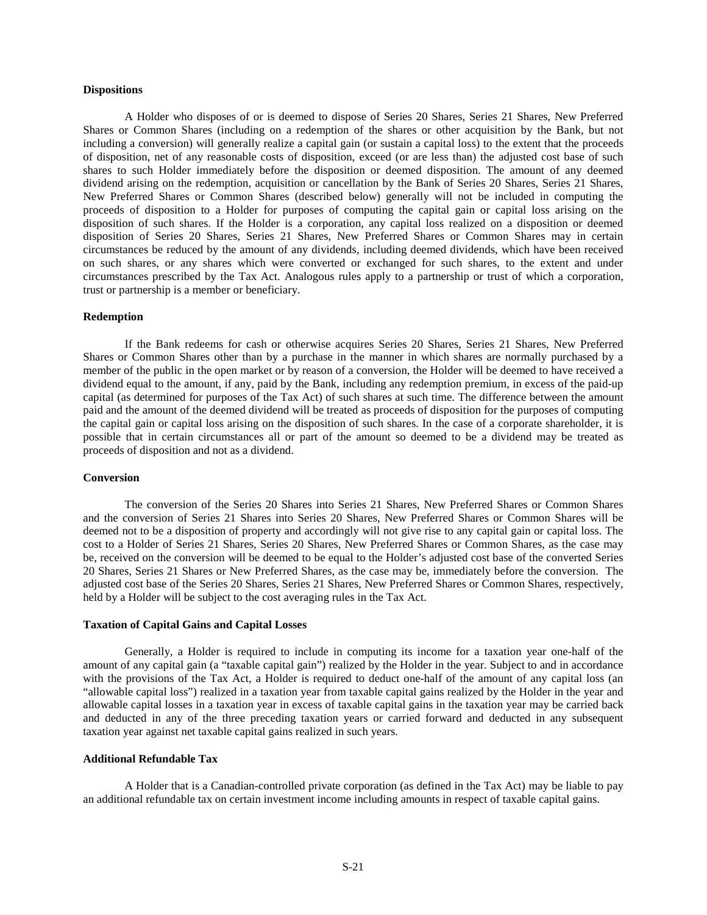**Dispositions**

A Holder who disposes of or is deemed to dispose of Series 20 Shares, Series 21 Shares, New Preferred Shares or Common Shares (including on a redemption of the shares or other acquisition by the Bank, but not including a conversion) will generally realize a capital gain (or sustain a capital loss) to the extent that the proceeds of disposition, net of any reasonable costs of disposition, exceed (or are less than) the adjusted cost base of such shares to such Holder immediately before the disposition or deemed disposition. The amount of any deemed dividend arising on the redemption, acquisition or cancellation by the Bank of Series 20 Shares, Series 21 Shares, New Preferred Shares or Common Shares (described below) generally will not be included in computing the proceeds of disposition to a Holder for purposes of computing the capital gain or capital loss arising on the disposition of such shares. If the Holder is a corporation, any capital loss realized on a disposition or deemed disposition of Series 20 Shares, Series 21 Shares, New Preferred Shares or Common Shares may in certain circumstances be reduced by the amount of any dividends, including deemed dividends, which have been received on such shares, or any shares which were converted or exchanged for such shares, to the extent and under circumstances prescribed by the Tax Act. Analogous rules apply to a partnership or trust of which a corporation, trust or partnership is a member or beneficiary.

**Redemption**

If the Bank redeems for cash or otherwise acquires Series 20 Shares, Series 21 Shares, New Preferred Shares or Common Shares other than by a purchase in the manner in which shares are normally purchased by a member of the public in the open market or by reason of a conversion, the Holder will be deemed to have received a dividend equal to the amount, if any, paid by the Bank, including any redemption premium, in excess of the paid-up capital (as determined for purposes of the Tax Act) of such shares at such time. The difference between the amount paid and the amount of the deemed dividend will be treated as proceeds of disposition for the purposes of computing the capital gain or capital loss arising on the disposition of such shares. In the case of a corporate shareholder, it is possible that in certain circumstances all or part of the amount so deemed to be a dividend may be treated as proceeds of disposition and not as a dividend.

**Conversion**

The conversion of the Series 20 Shares into Series 21 Shares, New Preferred Shares or Common Shares and the conversion of Series 21 Shares into Series 20 Shares, New Preferred Shares or Common Shares will be deemed not to be a disposition of property and accordingly will not give rise to any capital gain or capital loss. The cost to a Holder of Series 21 Shares, Series 20 Shares, New Preferred Shares or Common Shares, as the case may be, received on the conversion will be deemed to be equal to the Holder's adjusted cost base of the converted Series 20 Shares, Series 21 Shares or New Preferred Shares, as the case may be, immediately before the conversion. The adjusted cost base of the Series 20 Shares, Series 21 Shares, New Preferred Shares or Common Shares, respectively, held by a Holder will be subject to the cost averaging rules in the Tax Act.

**Taxation of Capital Gains and Capital Losses**

Generally, a Holder is required to include in computing its income for a taxation year one-half of the amount of any capital gain (a "taxable capital gain") realized by the Holder in the year. Subject to and in accordance with the provisions of the Tax Act, a Holder is required to deduct one-half of the amount of any capital loss (an "allowable capital loss") realized in a taxation year from taxable capital gains realized by the Holder in the year and allowable capital losses in a taxation year in excess of taxable capital gains in the taxation year may be carried back and deducted in any of the three preceding taxation years or carried forward and deducted in any subsequent taxation year against net taxable capital gains realized in such years.

**Additional Refundable Tax**

A Holder that is a Canadian-controlled private corporation (as defined in the Tax Act) may be liable to pay an additional refundable tax on certain investment income including amounts in respect of taxable capital gains.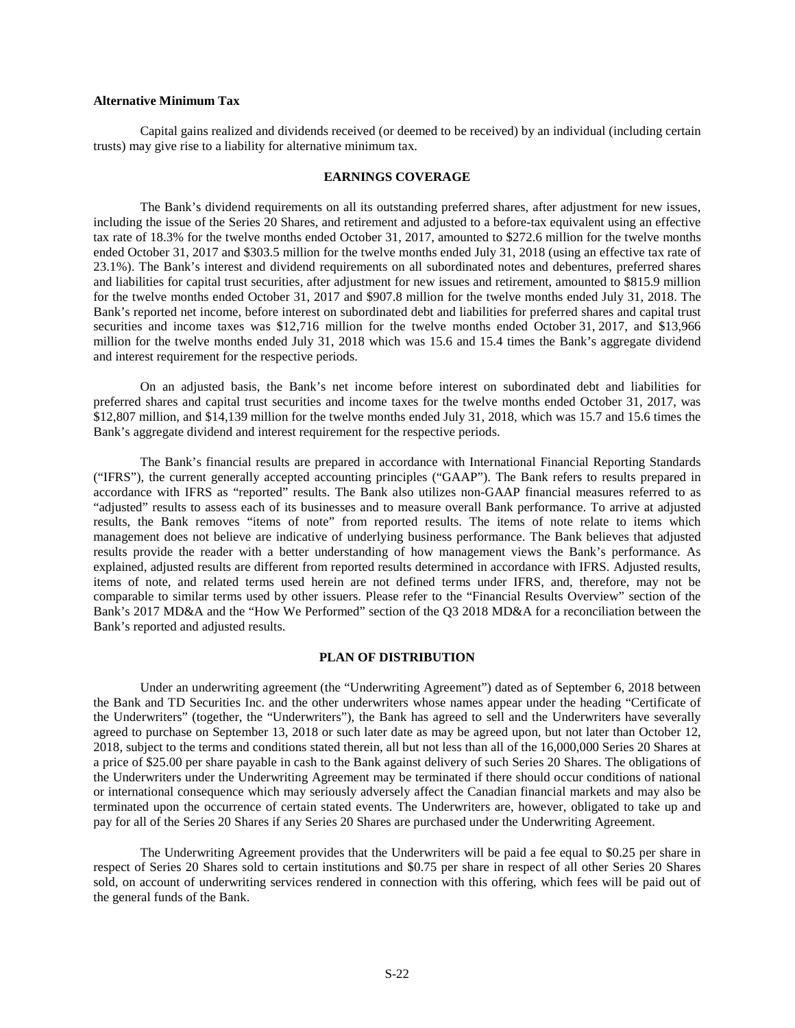**Alternative Minimum Tax**

Capital gains realized and dividends received (or deemed to be received) by an individual (including certain trusts) may give rise to a liability for alternative minimum tax.

## EARNINGS COVERAGE

The Bank's dividend requirements on all its outstanding preferred shares, after adjustment for new issues, including the issue of the Series 20 Shares, and retirement and adjusted to a before-tax equivalent using an effective tax rate of 18.3% for the twelve months ended October 31, 2017, amounted to $272.6 million for the twelve months ended October 31, 2017 and $303.5 million for the twelve months ended July 31, 2018 (using an effective tax rate of 23.1%). The Bank's interest and dividend requirements on all subordinated notes and debentures, preferred shares and liabilities for capital trust securities, after adjustment for new issues and retirement, amounted to $815.9 million for the twelve months ended October 31, 2017 and $907.8 million for the twelve months ended July 31, 2018. The Bank's reported net income, before interest on subordinated debt and liabilities for preferred shares and capital trust securities and income taxes was $12,716 million for the twelve months ended October 31, 2017, and $13,966 million for the twelve months ended July 31, 2018 which was 15.6 and 15.4 times the Bank's aggregate dividend and interest requirement for the respective periods.

On an adjusted basis, the Bank's net income before interest on subordinated debt and liabilities for preferred shares and capital trust securities and income taxes for the twelve months ended October 31, 2017, was $12,807 million, and $14,139 million for the twelve months ended July 31, 2018, which was 15.7 and 15.6 times the Bank's aggregate dividend and interest requirement for the respective periods.

The Bank's financial results are prepared in accordance with International Financial Reporting Standards ("IFRS"), the current generally accepted accounting principles ("GAAP"). The Bank refers to results prepared in accordance with IFRS as "reported" results. The Bank also utilizes non-GAAP financial measures referred to as "adjusted" results to assess each of its businesses and to measure overall Bank performance. To arrive at adjusted results, the Bank removes "items of note" from reported results. The items of note relate to items which management does not believe are indicative of underlying business performance. The Bank believes that adjusted results provide the reader with a better understanding of how management views the Bank's performance. As explained, adjusted results are different from reported results determined in accordance with IFRS. Adjusted results, items of note, and related terms used herein are not defined terms under IFRS, and, therefore, may not be comparable to similar terms used by other issuers. Please refer to the "Financial Results Overview" section of the Bank's 2017 MD&A and the "How We Performed" section of the Q3 2018 MD&A for a reconciliation between the Bank's reported and adjusted results.

## PLAN OF DISTRIBUTION

Under an underwriting agreement (the "Underwriting Agreement") dated as of September 6, 2018 between the Bank and TD Securities Inc. and the other underwriters whose names appear under the heading "Certificate of the Underwriters" (together, the "Underwriters"), the Bank has agreed to sell and the Underwriters have severally agreed to purchase on September 13, 2018 or such later date as may be agreed upon, but not later than October 12, 2018, subject to the terms and conditions stated therein, all but not less than all of the 16,000,000 Series 20 Shares at a price of $25.00 per share payable in cash to the Bank against delivery of such Series 20 Shares. The obligations of the Underwriters under the Underwriting Agreement may be terminated if there should occur conditions of national or international consequence which may seriously adversely affect the Canadian financial markets and may also be terminated upon the occurrence of certain stated events. The Underwriters are, however, obligated to take up and pay for all of the Series 20 Shares if any Series 20 Shares are purchased under the Underwriting Agreement.

The Underwriting Agreement provides that the Underwriters will be paid a fee equal to $0.25 per share in respect of Series 20 Shares sold to certain institutions and $0.75 per share in respect of all other Series 20 Shares sold, on account of underwriting services rendered in connection with this offering, which fees will be paid out of the general funds of the Bank.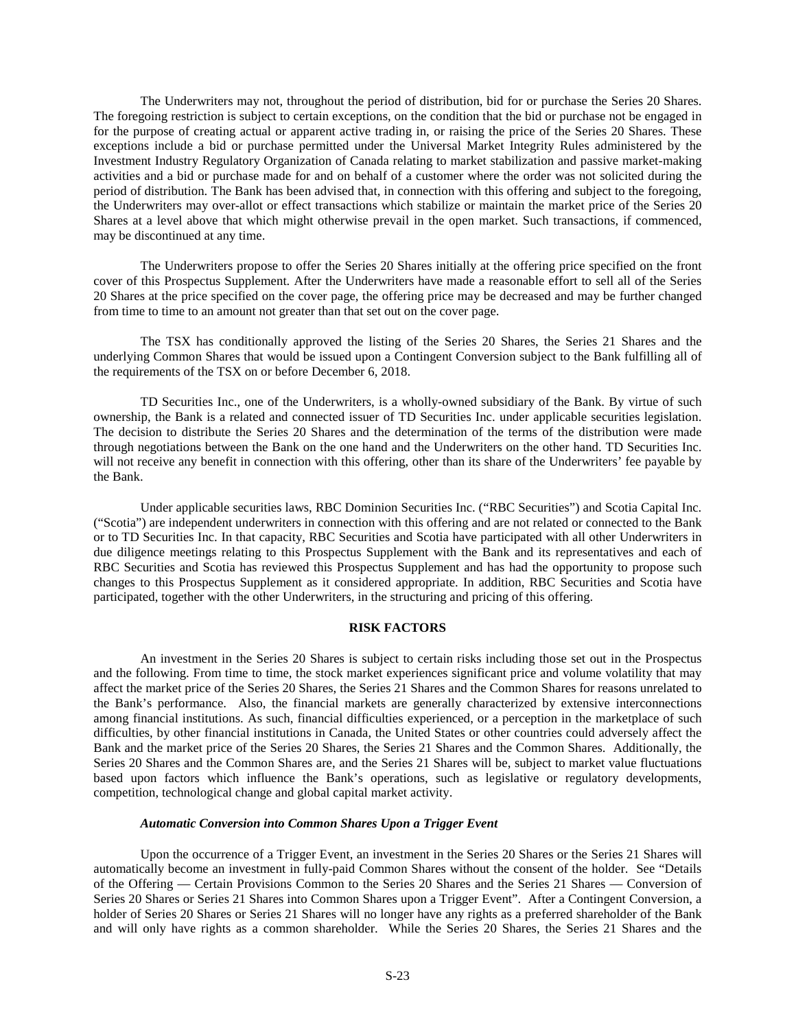The Underwriters may not, throughout the period of distribution, bid for or purchase the Series 20 Shares. The foregoing restriction is subject to certain exceptions, on the condition that the bid or purchase not be engaged in for the purpose of creating actual or apparent active trading in, or raising the price of the Series 20 Shares. These exceptions include a bid or purchase permitted under the Universal Market Integrity Rules administered by the Investment Industry Regulatory Organization of Canada relating to market stabilization and passive market-making activities and a bid or purchase made for and on behalf of a customer where the order was not solicited during the period of distribution. The Bank has been advised that, in connection with this offering and subject to the foregoing, the Underwriters may over-allot or effect transactions which stabilize or maintain the market price of the Series 20 Shares at a level above that which might otherwise prevail in the open market. Such transactions, if commenced, may be discontinued at any time.

The Underwriters propose to offer the Series 20 Shares initially at the offering price specified on the front cover of this Prospectus Supplement. After the Underwriters have made a reasonable effort to sell all of the Series 20 Shares at the price specified on the cover page, the offering price may be decreased and may be further changed from time to time to an amount not greater than that set out on the cover page.

The TSX has conditionally approved the listing of the Series 20 Shares, the Series 21 Shares and the underlying Common Shares that would be issued upon a Contingent Conversion subject to the Bank fulfilling all of the requirements of the TSX on or before December 6, 2018.

TD Securities Inc., one of the Underwriters, is a wholly-owned subsidiary of the Bank. By virtue of such ownership, the Bank is a related and connected issuer of TD Securities Inc. under applicable securities legislation. The decision to distribute the Series 20 Shares and the determination of the terms of the distribution were made through negotiations between the Bank on the one hand and the Underwriters on the other hand. TD Securities Inc. will not receive any benefit in connection with this offering, other than its share of the Underwriters' fee payable by the Bank.

Under applicable securities laws, RBC Dominion Securities Inc. ("RBC Securities") and Scotia Capital Inc. ("Scotia") are independent underwriters in connection with this offering and are not related or connected to the Bank or to TD Securities Inc. In that capacity, RBC Securities and Scotia have participated with all other Underwriters in due diligence meetings relating to this Prospectus Supplement with the Bank and its representatives and each of RBC Securities and Scotia has reviewed this Prospectus Supplement and has had the opportunity to propose such changes to this Prospectus Supplement as it considered appropriate. In addition, RBC Securities and Scotia have participated, together with the other Underwriters, in the structuring and pricing of this offering.

## RISK FACTORS

An investment in the Series 20 Shares is subject to certain risks including those set out in the Prospectus and the following. From time to time, the stock market experiences significant price and volume volatility that may affect the market price of the Series 20 Shares, the Series 21 Shares and the Common Shares for reasons unrelated to the Bank's performance. Also, the financial markets are generally characterized by extensive interconnections among financial institutions. As such, financial difficulties experienced, or a perception in the marketplace of such difficulties, by other financial institutions in Canada, the United States or other countries could adversely affect the Bank and the market price of the Series 20 Shares, the Series 21 Shares and the Common Shares. Additionally, the Series 20 Shares and the Common Shares are, and the Series 21 Shares will be, subject to market value fluctuations based upon factors which influence the Bank's operations, such as legislative or regulatory developments, competition, technological change and global capital market activity.

### *Automatic Conversion into Common Shares Upon a Trigger Event*

Upon the occurrence of a Trigger Event, an investment in the Series 20 Shares or the Series 21 Shares will automatically become an investment in fully-paid Common Shares without the consent of the holder. See "Details of the Offering — Certain Provisions Common to the Series 20 Shares and the Series 21 Shares — Conversion of Series 20 Shares or Series 21 Shares into Common Shares upon a Trigger Event". After a Contingent Conversion, a holder of Series 20 Shares or Series 21 Shares will no longer have any rights as a preferred shareholder of the Bank and will only have rights as a common shareholder. While the Series 20 Shares, the Series 21 Shares and the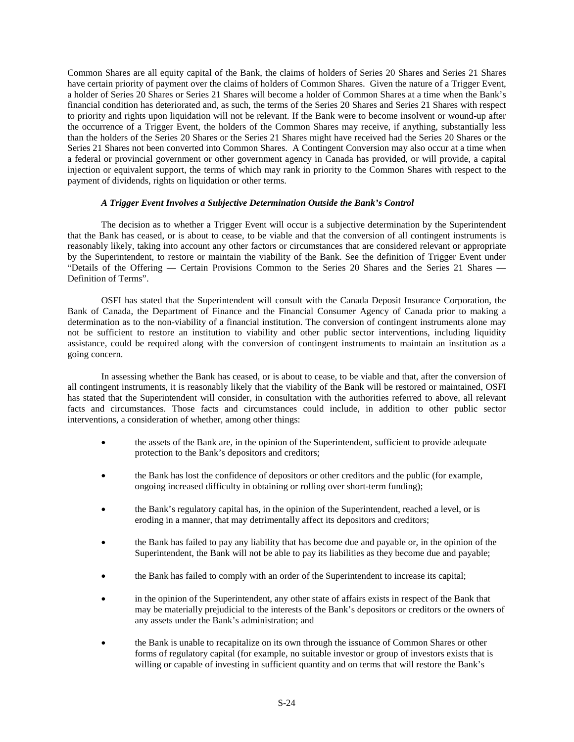Common Shares are all equity capital of the Bank, the claims of holders of Series 20 Shares and Series 21 Shares have certain priority of payment over the claims of holders of Common Shares. Given the nature of a Trigger Event, a holder of Series 20 Shares or Series 21 Shares will become a holder of Common Shares at a time when the Bank's financial condition has deteriorated and, as such, the terms of the Series 20 Shares and Series 21 Shares with respect to priority and rights upon liquidation will not be relevant. If the Bank were to become insolvent or wound-up after the occurrence of a Trigger Event, the holders of the Common Shares may receive, if anything, substantially less than the holders of the Series 20 Shares or the Series 21 Shares might have received had the Series 20 Shares or the Series 21 Shares not been converted into Common Shares. A Contingent Conversion may also occur at a time when a federal or provincial government or other government agency in Canada has provided, or will provide, a capital injection or equivalent support, the terms of which may rank in priority to the Common Shares with respect to the payment of dividends, rights on liquidation or other terms.

### *A Trigger Event Involves a Subjective Determination Outside the Bank's Control*

The decision as to whether a Trigger Event will occur is a subjective determination by the Superintendent that the Bank has ceased, or is about to cease, to be viable and that the conversion of all contingent instruments is reasonably likely, taking into account any other factors or circumstances that are considered relevant or appropriate by the Superintendent, to restore or maintain the viability of the Bank. See the definition of Trigger Event under "Details of the Offering — Certain Provisions Common to the Series 20 Shares and the Series 21 Shares — Definition of Terms".

OSFI has stated that the Superintendent will consult with the Canada Deposit Insurance Corporation, the Bank of Canada, the Department of Finance and the Financial Consumer Agency of Canada prior to making a determination as to the non-viability of a financial institution. The conversion of contingent instruments alone may not be sufficient to restore an institution to viability and other public sector interventions, including liquidity assistance, could be required along with the conversion of contingent instruments to maintain an institution as a going concern.

In assessing whether the Bank has ceased, or is about to cease, to be viable and that, after the conversion of all contingent instruments, it is reasonably likely that the viability of the Bank will be restored or maintained, OSFI has stated that the Superintendent will consider, in consultation with the authorities referred to above, all relevant facts and circumstances. Those facts and circumstances could include, in addition to other public sector interventions, a consideration of whether, among other things:

- the assets of the Bank are, in the opinion of the Superintendent, sufficient to provide adequate protection to the Bank's depositors and creditors;
- the Bank has lost the confidence of depositors or other creditors and the public (for example, ongoing increased difficulty in obtaining or rolling over short-term funding);
- the Bank's regulatory capital has, in the opinion of the Superintendent, reached a level, or is eroding in a manner, that may detrimentally affect its depositors and creditors;
- the Bank has failed to pay any liability that has become due and payable or, in the opinion of the Superintendent, the Bank will not be able to pay its liabilities as they become due and payable;
- the Bank has failed to comply with an order of the Superintendent to increase its capital;
- in the opinion of the Superintendent, any other state of affairs exists in respect of the Bank that may be materially prejudicial to the interests of the Bank's depositors or creditors or the owners of any assets under the Bank's administration; and
- the Bank is unable to recapitalize on its own through the issuance of Common Shares or other forms of regulatory capital (for example, no suitable investor or group of investors exists that is willing or capable of investing in sufficient quantity and on terms that will restore the Bank's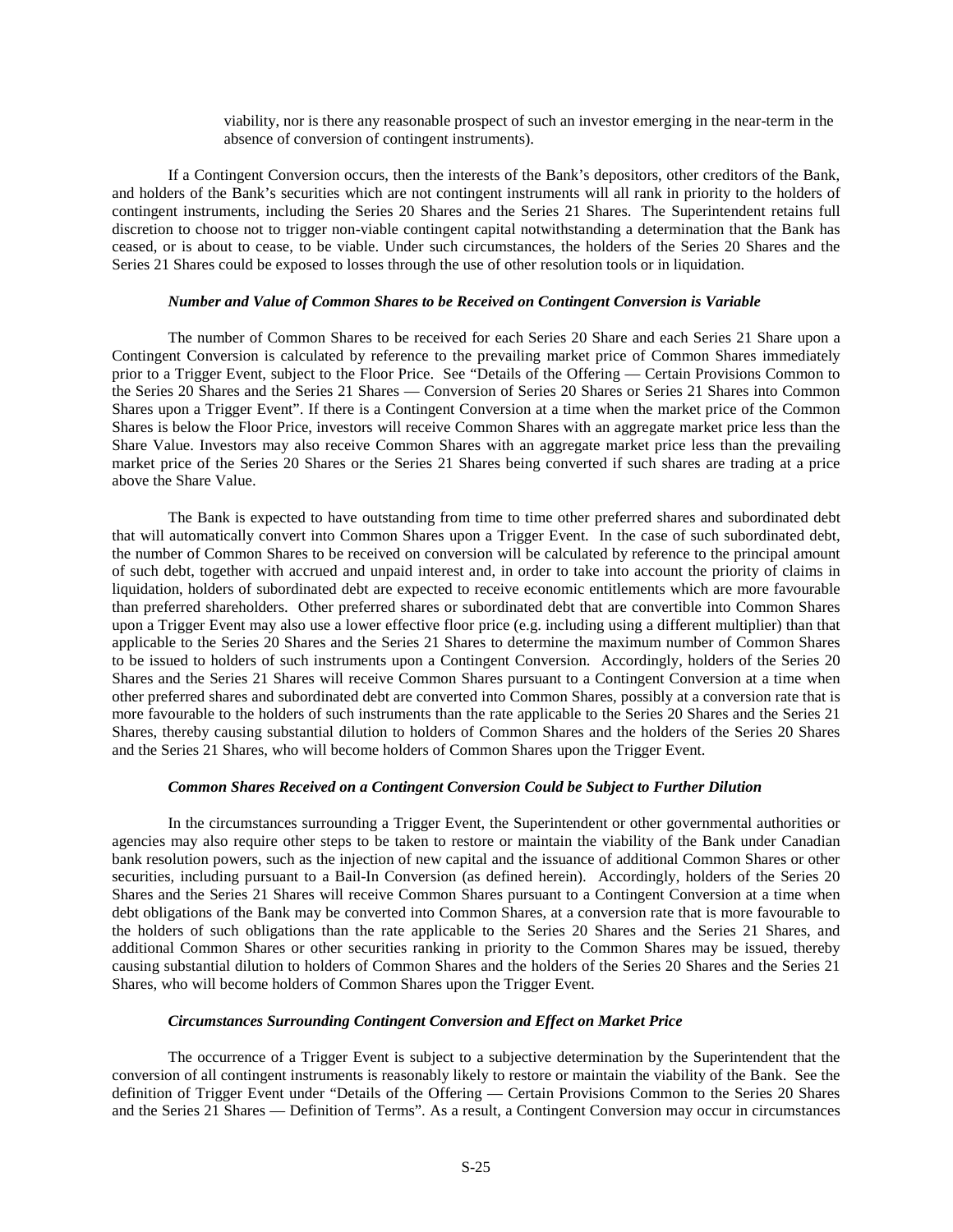viability, nor is there any reasonable prospect of such an investor emerging in the near-term in the absence of conversion of contingent instruments).

If a Contingent Conversion occurs, then the interests of the Bank's depositors, other creditors of the Bank, and holders of the Bank's securities which are not contingent instruments will all rank in priority to the holders of contingent instruments, including the Series 20 Shares and the Series 21 Shares. The Superintendent retains full discretion to choose not to trigger non-viable contingent capital notwithstanding a determination that the Bank has ceased, or is about to cease, to be viable. Under such circumstances, the holders of the Series 20 Shares and the Series 21 Shares could be exposed to losses through the use of other resolution tools or in liquidation.

***Number and Value of Common Shares to be Received on Contingent Conversion is Variable***

The number of Common Shares to be received for each Series 20 Share and each Series 21 Share upon a Contingent Conversion is calculated by reference to the prevailing market price of Common Shares immediately prior to a Trigger Event, subject to the Floor Price. See "Details of the Offering — Certain Provisions Common to the Series 20 Shares and the Series 21 Shares — Conversion of Series 20 Shares or Series 21 Shares into Common Shares upon a Trigger Event". If there is a Contingent Conversion at a time when the market price of the Common Shares is below the Floor Price, investors will receive Common Shares with an aggregate market price less than the Share Value. Investors may also receive Common Shares with an aggregate market price less than the prevailing market price of the Series 20 Shares or the Series 21 Shares being converted if such shares are trading at a price above the Share Value.

The Bank is expected to have outstanding from time to time other preferred shares and subordinated debt that will automatically convert into Common Shares upon a Trigger Event. In the case of such subordinated debt, the number of Common Shares to be received on conversion will be calculated by reference to the principal amount of such debt, together with accrued and unpaid interest and, in order to take into account the priority of claims in liquidation, holders of subordinated debt are expected to receive economic entitlements which are more favourable than preferred shareholders. Other preferred shares or subordinated debt that are convertible into Common Shares upon a Trigger Event may also use a lower effective floor price (e.g. including using a different multiplier) than that applicable to the Series 20 Shares and the Series 21 Shares to determine the maximum number of Common Shares to be issued to holders of such instruments upon a Contingent Conversion. Accordingly, holders of the Series 20 Shares and the Series 21 Shares will receive Common Shares pursuant to a Contingent Conversion at a time when other preferred shares and subordinated debt are converted into Common Shares, possibly at a conversion rate that is more favourable to the holders of such instruments than the rate applicable to the Series 20 Shares and the Series 21 Shares, thereby causing substantial dilution to holders of Common Shares and the holders of the Series 20 Shares and the Series 21 Shares, who will become holders of Common Shares upon the Trigger Event.

***Common Shares Received on a Contingent Conversion Could be Subject to Further Dilution***

In the circumstances surrounding a Trigger Event, the Superintendent or other governmental authorities or agencies may also require other steps to be taken to restore or maintain the viability of the Bank under Canadian bank resolution powers, such as the injection of new capital and the issuance of additional Common Shares or other securities, including pursuant to a Bail-In Conversion (as defined herein). Accordingly, holders of the Series 20 Shares and the Series 21 Shares will receive Common Shares pursuant to a Contingent Conversion at a time when debt obligations of the Bank may be converted into Common Shares, at a conversion rate that is more favourable to the holders of such obligations than the rate applicable to the Series 20 Shares and the Series 21 Shares, and additional Common Shares or other securities ranking in priority to the Common Shares may be issued, thereby causing substantial dilution to holders of Common Shares and the holders of the Series 20 Shares and the Series 21 Shares, who will become holders of Common Shares upon the Trigger Event.

***Circumstances Surrounding Contingent Conversion and Effect on Market Price***

The occurrence of a Trigger Event is subject to a subjective determination by the Superintendent that the conversion of all contingent instruments is reasonably likely to restore or maintain the viability of the Bank. See the definition of Trigger Event under "Details of the Offering — Certain Provisions Common to the Series 20 Shares and the Series 21 Shares — Definition of Terms". As a result, a Contingent Conversion may occur in circumstances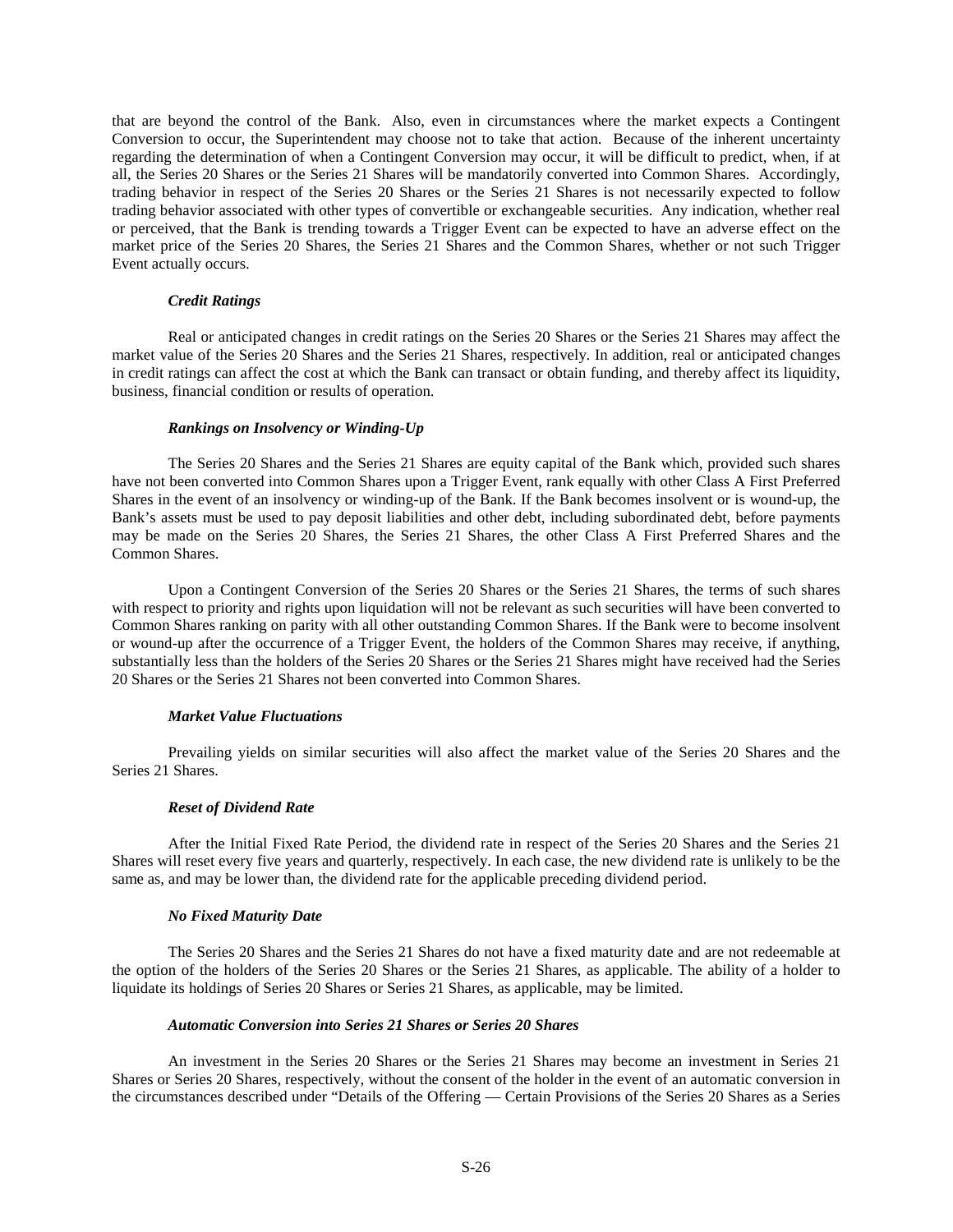that are beyond the control of the Bank. Also, even in circumstances where the market expects a Contingent Conversion to occur, the Superintendent may choose not to take that action. Because of the inherent uncertainty regarding the determination of when a Contingent Conversion may occur, it will be difficult to predict, when, if at all, the Series 20 Shares or the Series 21 Shares will be mandatorily converted into Common Shares. Accordingly, trading behavior in respect of the Series 20 Shares or the Series 21 Shares is not necessarily expected to follow trading behavior associated with other types of convertible or exchangeable securities. Any indication, whether real or perceived, that the Bank is trending towards a Trigger Event can be expected to have an adverse effect on the market price of the Series 20 Shares, the Series 21 Shares and the Common Shares, whether or not such Trigger Event actually occurs.

***Credit Ratings***

Real or anticipated changes in credit ratings on the Series 20 Shares or the Series 21 Shares may affect the market value of the Series 20 Shares and the Series 21 Shares, respectively. In addition, real or anticipated changes in credit ratings can affect the cost at which the Bank can transact or obtain funding, and thereby affect its liquidity, business, financial condition or results of operation.

***Rankings on Insolvency or Winding-Up***

The Series 20 Shares and the Series 21 Shares are equity capital of the Bank which, provided such shares have not been converted into Common Shares upon a Trigger Event, rank equally with other Class A First Preferred Shares in the event of an insolvency or winding-up of the Bank. If the Bank becomes insolvent or is wound-up, the Bank's assets must be used to pay deposit liabilities and other debt, including subordinated debt, before payments may be made on the Series 20 Shares, the Series 21 Shares, the other Class A First Preferred Shares and the Common Shares.

Upon a Contingent Conversion of the Series 20 Shares or the Series 21 Shares, the terms of such shares with respect to priority and rights upon liquidation will not be relevant as such securities will have been converted to Common Shares ranking on parity with all other outstanding Common Shares. If the Bank were to become insolvent or wound-up after the occurrence of a Trigger Event, the holders of the Common Shares may receive, if anything, substantially less than the holders of the Series 20 Shares or the Series 21 Shares might have received had the Series 20 Shares or the Series 21 Shares not been converted into Common Shares.

***Market Value Fluctuations***

Prevailing yields on similar securities will also affect the market value of the Series 20 Shares and the Series 21 Shares.

***Reset of Dividend Rate***

After the Initial Fixed Rate Period, the dividend rate in respect of the Series 20 Shares and the Series 21 Shares will reset every five years and quarterly, respectively. In each case, the new dividend rate is unlikely to be the same as, and may be lower than, the dividend rate for the applicable preceding dividend period.

***No Fixed Maturity Date***

The Series 20 Shares and the Series 21 Shares do not have a fixed maturity date and are not redeemable at the option of the holders of the Series 20 Shares or the Series 21 Shares, as applicable. The ability of a holder to liquidate its holdings of Series 20 Shares or Series 21 Shares, as applicable, may be limited.

***Automatic Conversion into Series 21 Shares or Series 20 Shares***

An investment in the Series 20 Shares or the Series 21 Shares may become an investment in Series 21 Shares or Series 20 Shares, respectively, without the consent of the holder in the event of an automatic conversion in the circumstances described under "Details of the Offering — Certain Provisions of the Series 20 Shares as a Series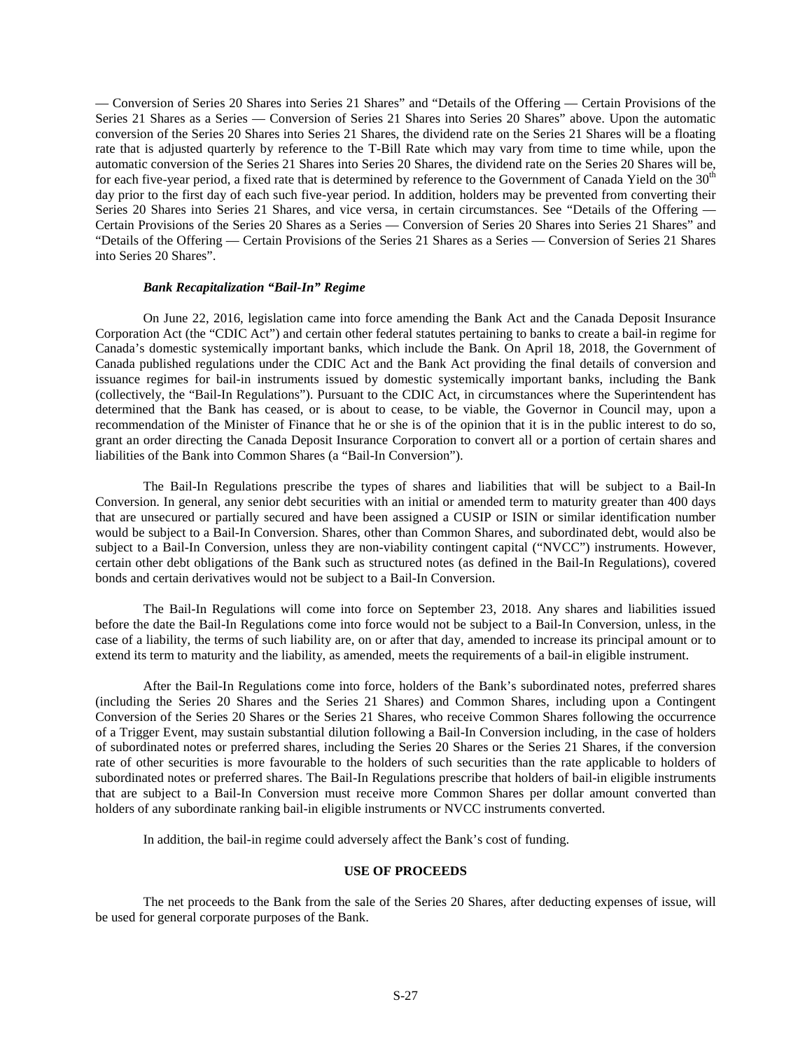— Conversion of Series 20 Shares into Series 21 Shares" and "Details of the Offering — Certain Provisions of the Series 21 Shares as a Series — Conversion of Series 21 Shares into Series 20 Shares" above. Upon the automatic conversion of the Series 20 Shares into Series 21 Shares, the dividend rate on the Series 21 Shares will be a floating rate that is adjusted quarterly by reference to the T-Bill Rate which may vary from time to time while, upon the automatic conversion of the Series 21 Shares into Series 20 Shares, the dividend rate on the Series 20 Shares will be, for each five-year period, a fixed rate that is determined by reference to the Government of Canada Yield on the 30th day prior to the first day of each such five-year period. In addition, holders may be prevented from converting their Series 20 Shares into Series 21 Shares, and vice versa, in certain circumstances. See "Details of the Offering — Certain Provisions of the Series 20 Shares as a Series — Conversion of Series 20 Shares into Series 21 Shares" and "Details of the Offering — Certain Provisions of the Series 21 Shares as a Series — Conversion of Series 21 Shares into Series 20 Shares".

### *Bank Recapitalization "Bail-In" Regime*

On June 22, 2016, legislation came into force amending the Bank Act and the Canada Deposit Insurance Corporation Act (the "CDIC Act") and certain other federal statutes pertaining to banks to create a bail-in regime for Canada's domestic systemically important banks, which include the Bank. On April 18, 2018, the Government of Canada published regulations under the CDIC Act and the Bank Act providing the final details of conversion and issuance regimes for bail-in instruments issued by domestic systemically important banks, including the Bank (collectively, the "Bail-In Regulations"). Pursuant to the CDIC Act, in circumstances where the Superintendent has determined that the Bank has ceased, or is about to cease, to be viable, the Governor in Council may, upon a recommendation of the Minister of Finance that he or she is of the opinion that it is in the public interest to do so, grant an order directing the Canada Deposit Insurance Corporation to convert all or a portion of certain shares and liabilities of the Bank into Common Shares (a "Bail-In Conversion").

The Bail-In Regulations prescribe the types of shares and liabilities that will be subject to a Bail-In Conversion. In general, any senior debt securities with an initial or amended term to maturity greater than 400 days that are unsecured or partially secured and have been assigned a CUSIP or ISIN or similar identification number would be subject to a Bail-In Conversion. Shares, other than Common Shares, and subordinated debt, would also be subject to a Bail-In Conversion, unless they are non-viability contingent capital ("NVCC") instruments. However, certain other debt obligations of the Bank such as structured notes (as defined in the Bail-In Regulations), covered bonds and certain derivatives would not be subject to a Bail-In Conversion.

The Bail-In Regulations will come into force on September 23, 2018. Any shares and liabilities issued before the date the Bail-In Regulations come into force would not be subject to a Bail-In Conversion, unless, in the case of a liability, the terms of such liability are, on or after that day, amended to increase its principal amount or to extend its term to maturity and the liability, as amended, meets the requirements of a bail-in eligible instrument.

After the Bail-In Regulations come into force, holders of the Bank's subordinated notes, preferred shares (including the Series 20 Shares and the Series 21 Shares) and Common Shares, including upon a Contingent Conversion of the Series 20 Shares or the Series 21 Shares, who receive Common Shares following the occurrence of a Trigger Event, may sustain substantial dilution following a Bail-In Conversion including, in the case of holders of subordinated notes or preferred shares, including the Series 20 Shares or the Series 21 Shares, if the conversion rate of other securities is more favourable to the holders of such securities than the rate applicable to holders of subordinated notes or preferred shares. The Bail-In Regulations prescribe that holders of bail-in eligible instruments that are subject to a Bail-In Conversion must receive more Common Shares per dollar amount converted than holders of any subordinate ranking bail-in eligible instruments or NVCC instruments converted.

In addition, the bail-in regime could adversely affect the Bank's cost of funding.

## USE OF PROCEEDS

The net proceeds to the Bank from the sale of the Series 20 Shares, after deducting expenses of issue, will be used for general corporate purposes of the Bank.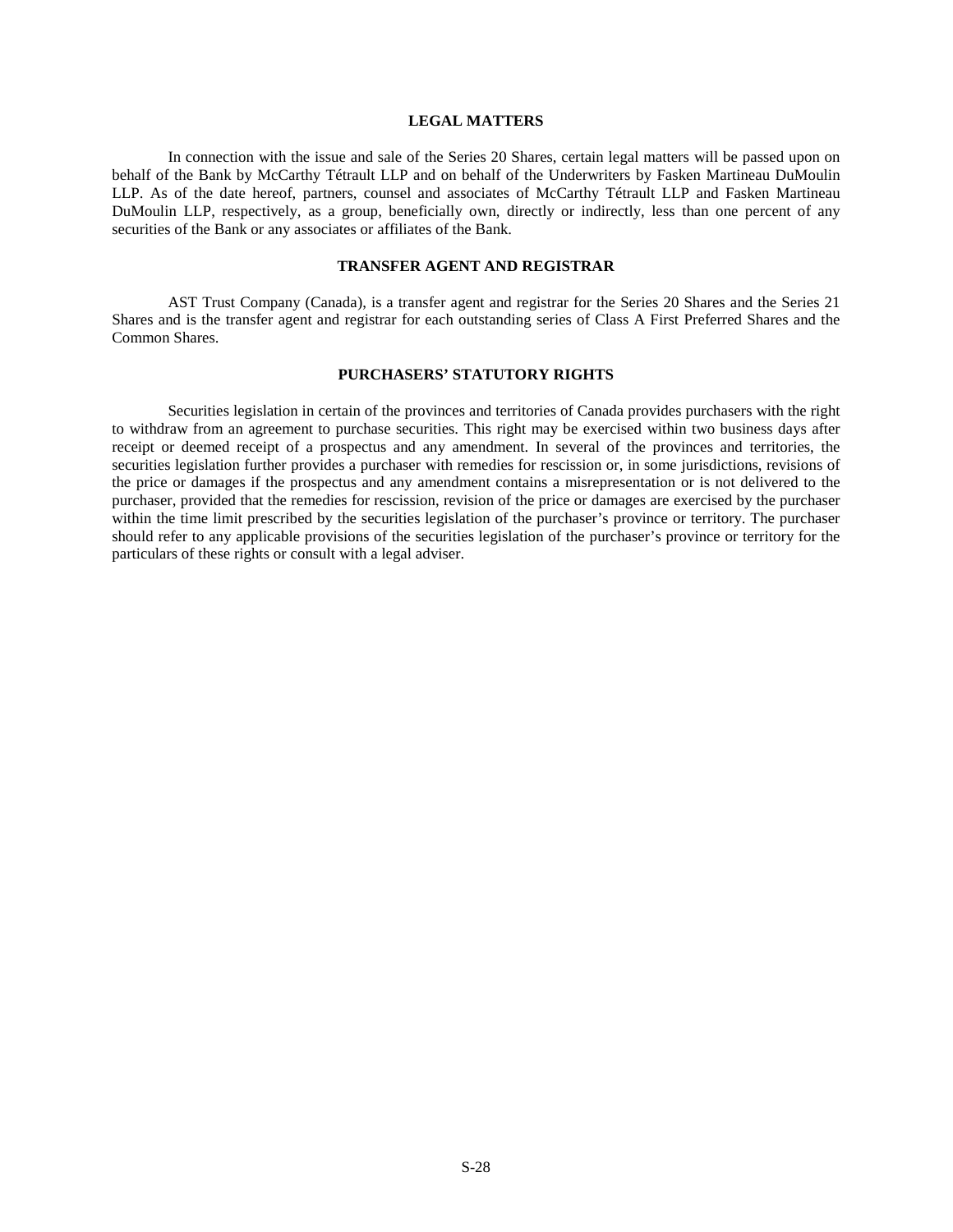## LEGAL MATTERS

In connection with the issue and sale of the Series 20 Shares, certain legal matters will be passed upon on behalf of the Bank by McCarthy Tétrault LLP and on behalf of the Underwriters by Fasken Martineau DuMoulin LLP. As of the date hereof, partners, counsel and associates of McCarthy Tétrault LLP and Fasken Martineau DuMoulin LLP, respectively, as a group, beneficially own, directly or indirectly, less than one percent of any securities of the Bank or any associates or affiliates of the Bank.

## TRANSFER AGENT AND REGISTRAR

AST Trust Company (Canada), is a transfer agent and registrar for the Series 20 Shares and the Series 21 Shares and is the transfer agent and registrar for each outstanding series of Class A First Preferred Shares and the Common Shares.

## PURCHASERS' STATUTORY RIGHTS

Securities legislation in certain of the provinces and territories of Canada provides purchasers with the right to withdraw from an agreement to purchase securities. This right may be exercised within two business days after receipt or deemed receipt of a prospectus and any amendment. In several of the provinces and territories, the securities legislation further provides a purchaser with remedies for rescission or, in some jurisdictions, revisions of the price or damages if the prospectus and any amendment contains a misrepresentation or is not delivered to the purchaser, provided that the remedies for rescission, revision of the price or damages are exercised by the purchaser within the time limit prescribed by the securities legislation of the purchaser's province or territory. The purchaser should refer to any applicable provisions of the securities legislation of the purchaser's province or territory for the particulars of these rights or consult with a legal adviser.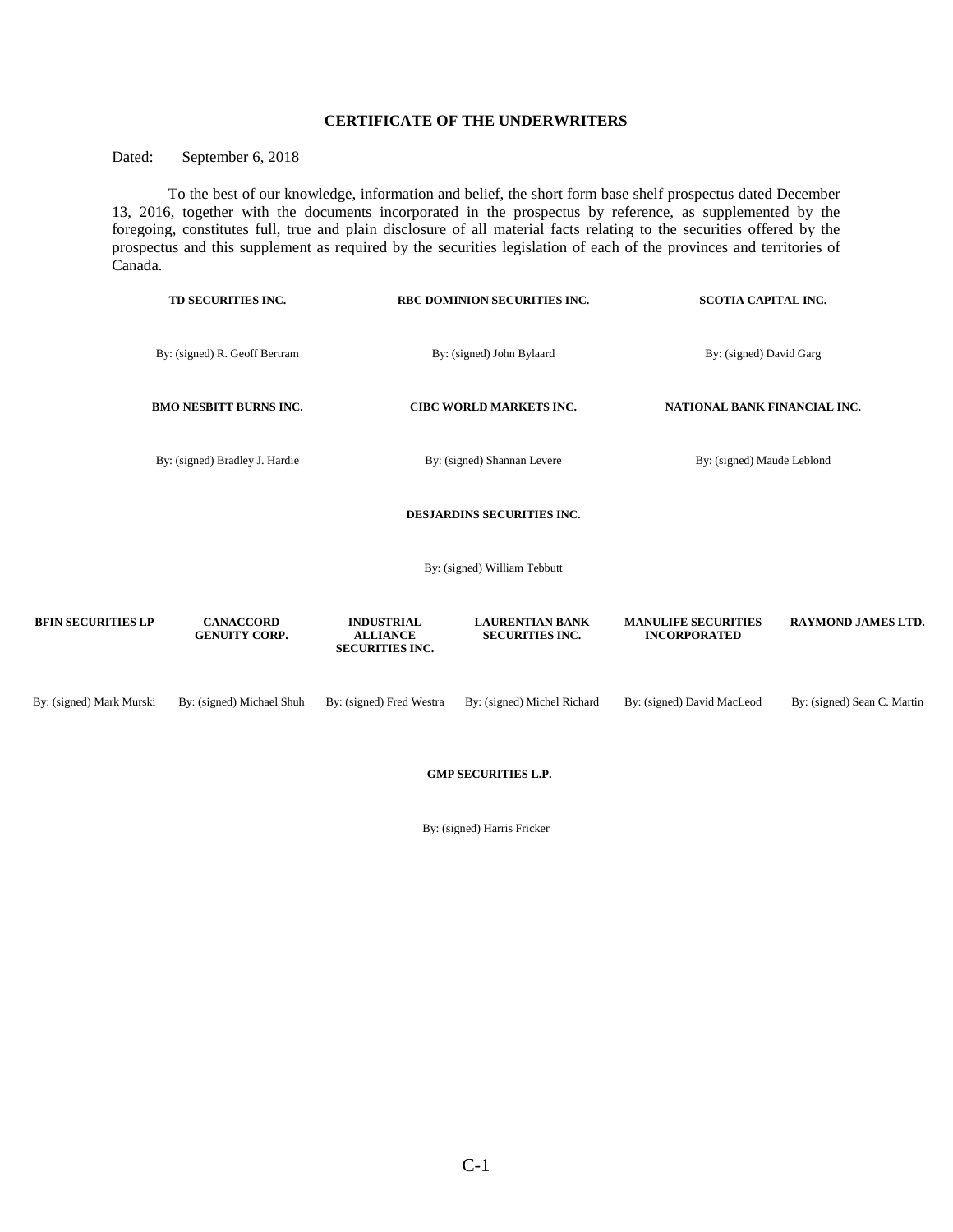## CERTIFICATE OF THE UNDERWRITERS

Dated: September 6, 2018

To the best of our knowledge, information and belief, the short form base shelf prospectus dated December 13, 2016, together with the documents incorporated in the prospectus by reference, as supplemented by the foregoing, constitutes full, true and plain disclosure of all material facts relating to the securities offered by the prospectus and this supplement as required by the securities legislation of each of the provinces and territories of Canada.

| | | |
|---|---|---|
| **TD SECURITIES INC.** | **RBC DOMINION SECURITIES INC.** | **SCOTIA CAPITAL INC.** |
| By: (signed) R. Geoff Bertram | By: (signed) John Bylaard | By: (signed) David Garg |
| **BMO NESBITT BURNS INC.** | **CIBC WORLD MARKETS INC.** | **NATIONAL BANK FINANCIAL INC.** |
| By: (signed) Bradley J. Hardie | By: (signed) Shannan Levere | By: (signed) Maude Leblond |

**DESJARDINS SECURITIES INC.**

By: (signed) William Tebbutt

| | | | | | |
|---|---|---|---|---|---|
| **BFIN SECURITIES LP** | **CANACCORD GENUITY CORP.** | **INDUSTRIAL ALLIANCE SECURITIES INC.** | **LAURENTIAN BANK SECURITIES INC.** | **MANULIFE SECURITIES INCORPORATED** | **RAYMOND JAMES LTD.** |
| By: (signed) Mark Murski | By: (signed) Michael Shuh | By: (signed) Fred Westra | By: (signed) Michel Richard | By: (signed) David MacLeod | By: (signed) Sean C. Martin |

**GMP SECURITIES L.P.**

By: (signed) Harris Fricker